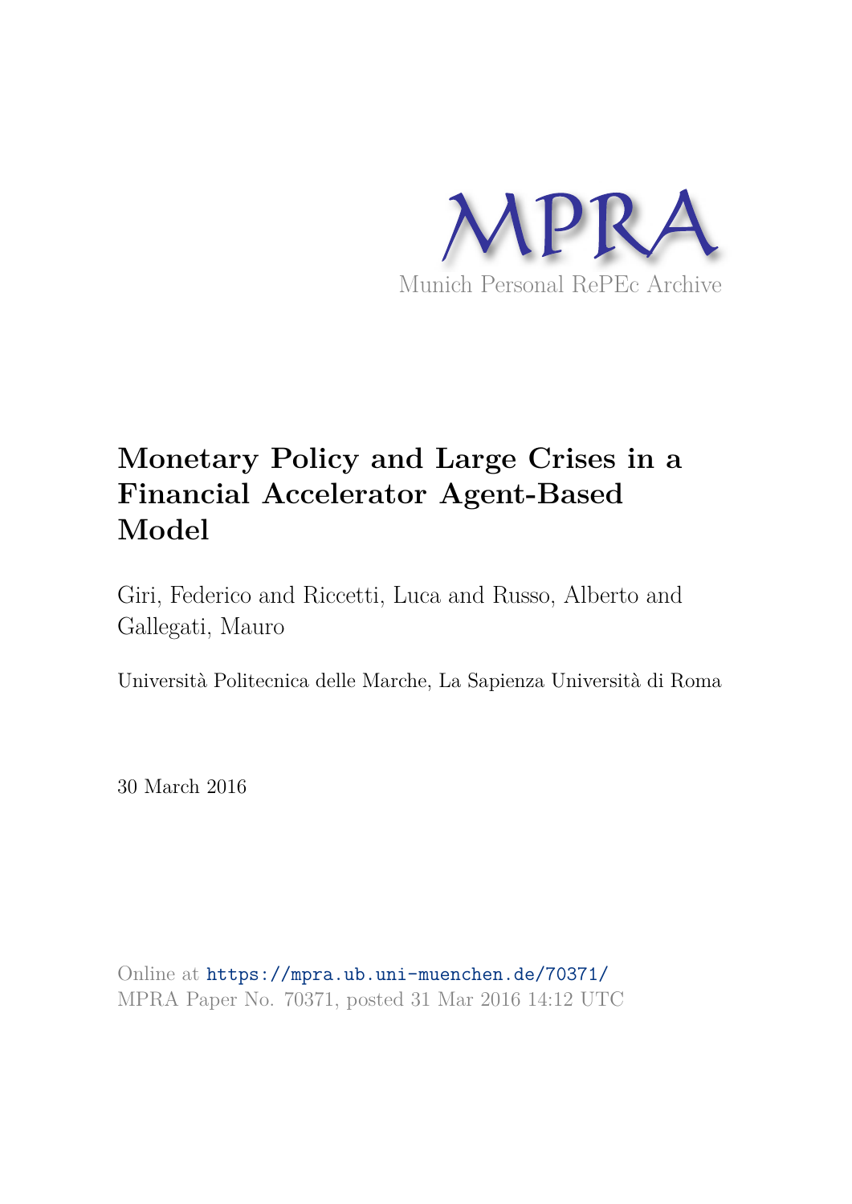MPRA

Munich Personal RePEc Archive

# Monetary Policy and Large Crises in a Financial Accelerator Agent-Based Model

Giri, Federico and Riccetti, Luca and Russo, Alberto and Gallegati, Mauro

Università Politecnica delle Marche, La Sapienza Università di Roma

30 March 2016

Online at https://mpra.ub.uni-muenchen.de/70371/
MPRA Paper No. 70371, posted 31 Mar 2016 14:12 UTC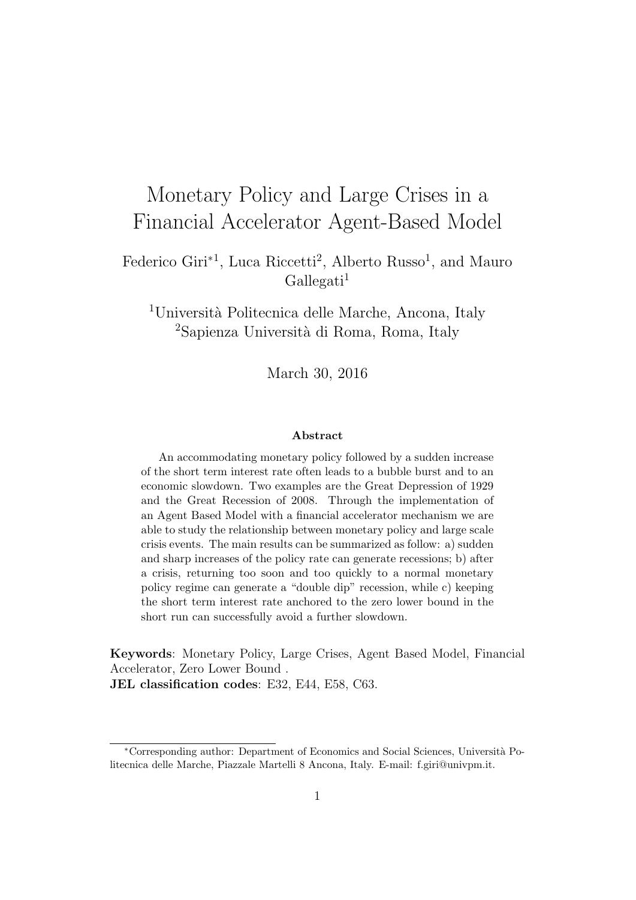# Monetary Policy and Large Crises in a Financial Accelerator Agent-Based Model

Federico Giri*[1], Luca Riccetti[2], Alberto Russo[1], and Mauro Gallegati[1]

[1]Università Politecnica delle Marche, Ancona, Italy
[2]Sapienza Università di Roma, Roma, Italy

March 30, 2016

### Abstract

An accommodating monetary policy followed by a sudden increase of the short term interest rate often leads to a bubble burst and to an economic slowdown. Two examples are the Great Depression of 1929 and the Great Recession of 2008. Through the implementation of an Agent Based Model with a financial accelerator mechanism we are able to study the relationship between monetary policy and large scale crisis events. The main results can be summarized as follow: a) sudden and sharp increases of the policy rate can generate recessions; b) after a crisis, returning too soon and too quickly to a normal monetary policy regime can generate a "double dip" recession, while c) keeping the short term interest rate anchored to the zero lower bound in the short run can successfully avoid a further slowdown.

**Keywords**: Monetary Policy, Large Crises, Agent Based Model, Financial Accelerator, Zero Lower Bound .
**JEL classification codes**: E32, E44, E58, C63.

*Corresponding author: Department of Economics and Social Sciences, Università Politecnica delle Marche, Piazzale Martelli 8 Ancona, Italy. E-mail: f.giri@univpm.it.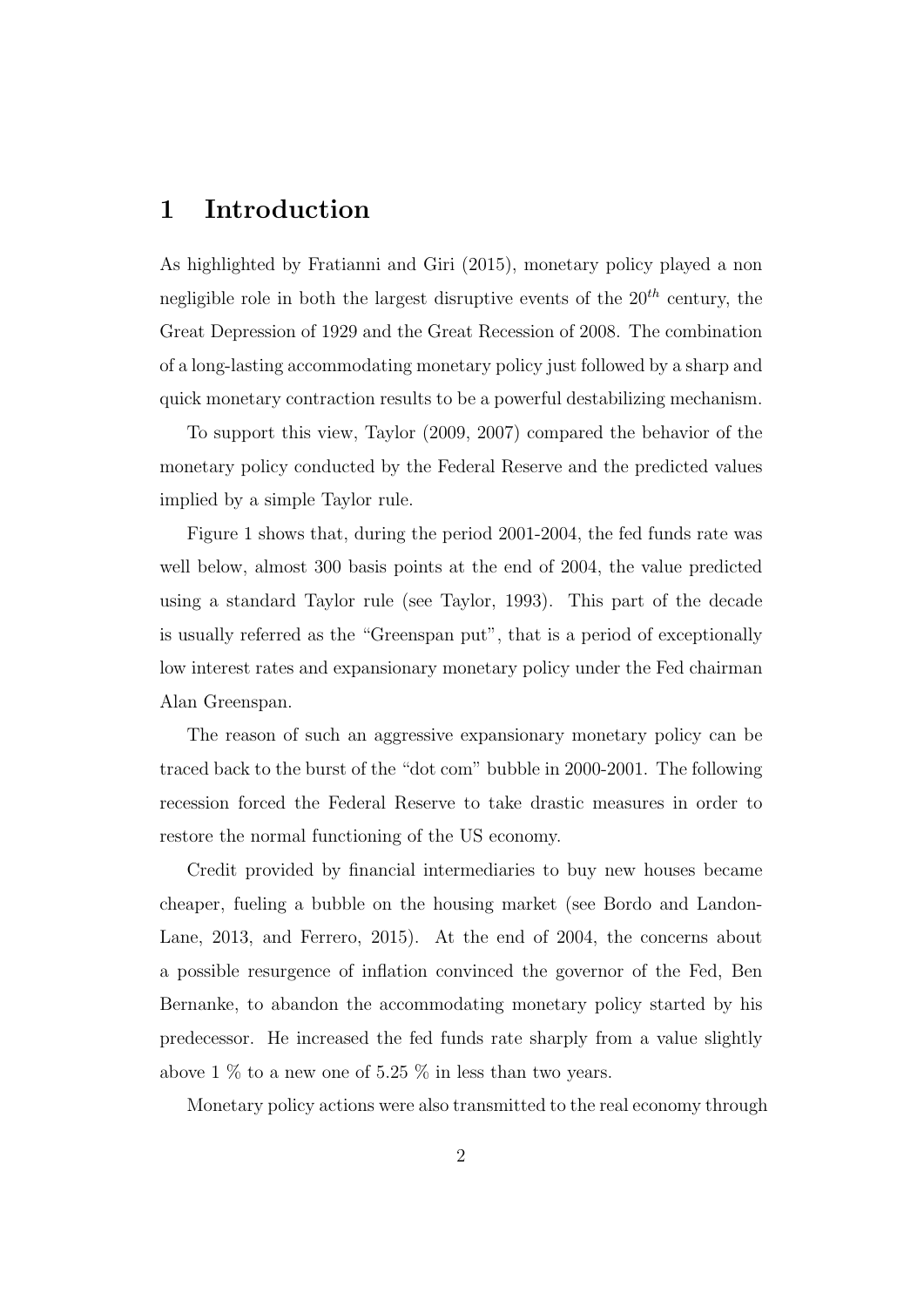# 1 Introduction

As highlighted by Fratianni and Giri (2015), monetary policy played a non negligible role in both the largest disruptive events of the $20^{th}$ century, the Great Depression of 1929 and the Great Recession of 2008. The combination of a long-lasting accommodating monetary policy just followed by a sharp and quick monetary contraction results to be a powerful destabilizing mechanism.

To support this view, Taylor (2009, 2007) compared the behavior of the monetary policy conducted by the Federal Reserve and the predicted values implied by a simple Taylor rule.

Figure 1 shows that, during the period 2001-2004, the fed funds rate was well below, almost 300 basis points at the end of 2004, the value predicted using a standard Taylor rule (see Taylor, 1993). This part of the decade is usually referred as the "Greenspan put", that is a period of exceptionally low interest rates and expansionary monetary policy under the Fed chairman Alan Greenspan.

The reason of such an aggressive expansionary monetary policy can be traced back to the burst of the "dot com" bubble in 2000-2001. The following recession forced the Federal Reserve to take drastic measures in order to restore the normal functioning of the US economy.

Credit provided by financial intermediaries to buy new houses became cheaper, fueling a bubble on the housing market (see Bordo and Landon-Lane, 2013, and Ferrero, 2015). At the end of 2004, the concerns about a possible resurgence of inflation convinced the governor of the Fed, Ben Bernanke, to abandon the accommodating monetary policy started by his predecessor. He increased the fed funds rate sharply from a value slightly above 1 % to a new one of 5.25 % in less than two years.

Monetary policy actions were also transmitted to the real economy through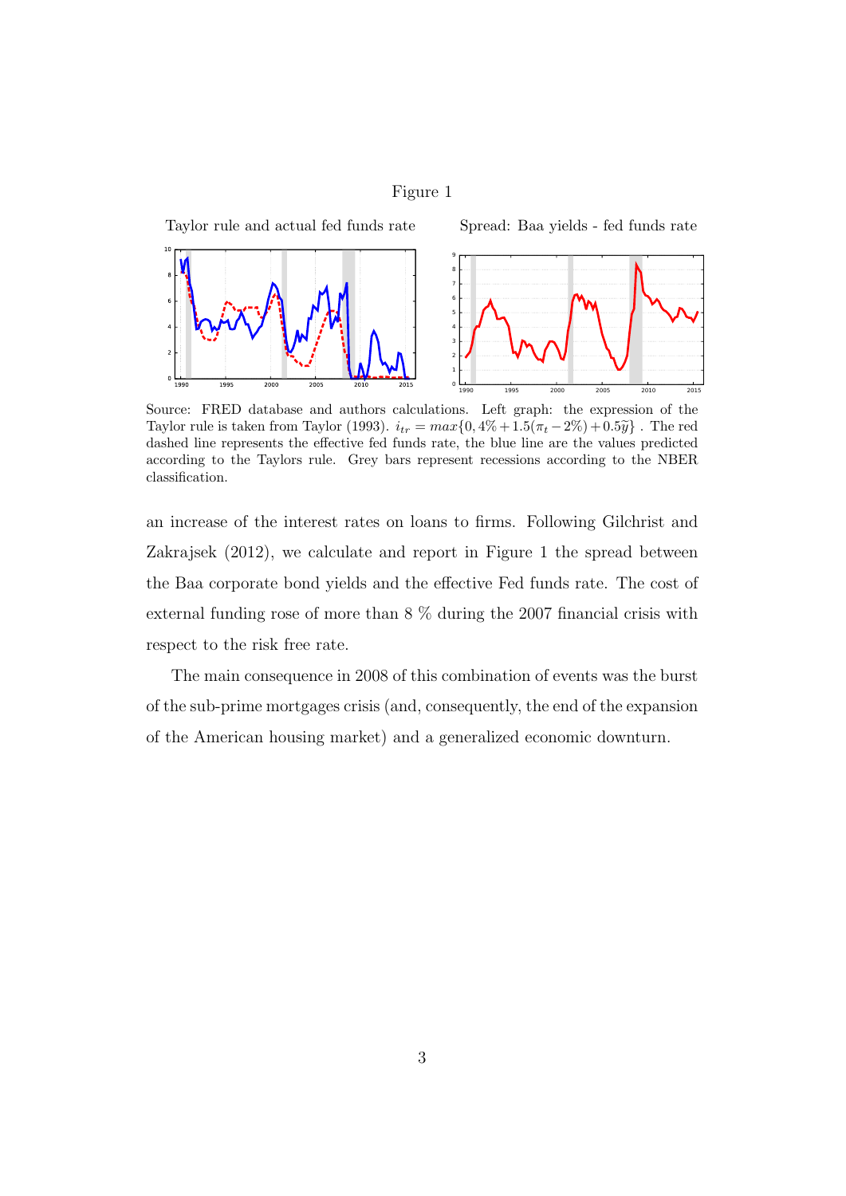Figure 1

Taylor rule and actual fed funds rate

Spread: Baa yields - fed funds rate

Source: FRED database and authors calculations. Left graph: the expression of the Taylor rule is taken from Taylor (1993). $i_{tr} = max\{0, 4\% + 1.5(\pi_t - 2\%) + 0.5\widetilde{y}\}$ . The red dashed line represents the effective fed funds rate, the blue line are the values predicted according to the Taylors rule. Grey bars represent recessions according to the NBER classification.

an increase of the interest rates on loans to firms. Following Gilchrist and Zakrajsek (2012), we calculate and report in Figure 1 the spread between the Baa corporate bond yields and the effective Fed funds rate. The cost of external funding rose of more than 8 % during the 2007 financial crisis with respect to the risk free rate.

The main consequence in 2008 of this combination of events was the burst of the sub-prime mortgages crisis (and, consequently, the end of the expansion of the American housing market) and a generalized economic downturn.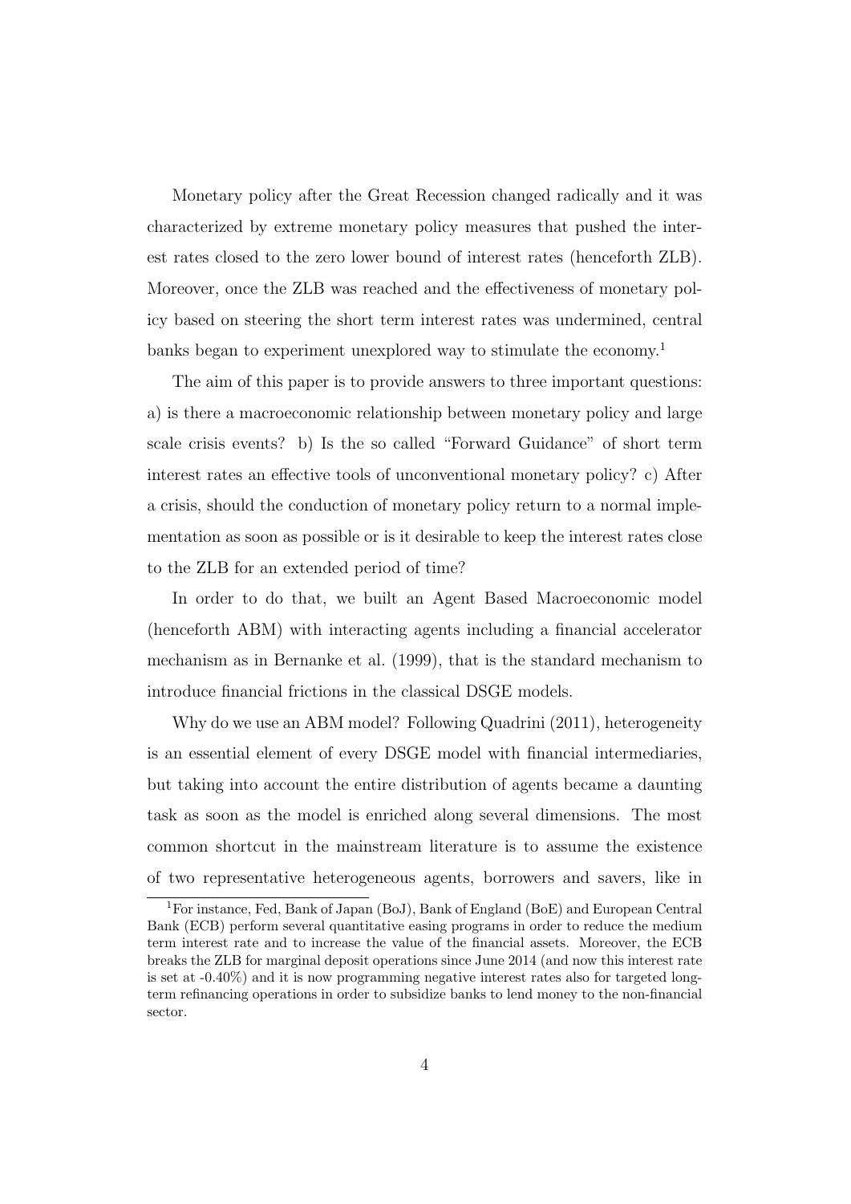Monetary policy after the Great Recession changed radically and it was characterized by extreme monetary policy measures that pushed the interest rates closed to the zero lower bound of interest rates (henceforth ZLB). Moreover, once the ZLB was reached and the effectiveness of monetary policy based on steering the short term interest rates was undermined, central banks began to experiment unexplored way to stimulate the economy.[1]

The aim of this paper is to provide answers to three important questions: a) is there a macroeconomic relationship between monetary policy and large scale crisis events? b) Is the so called "Forward Guidance" of short term interest rates an effective tools of unconventional monetary policy? c) After a crisis, should the conduction of monetary policy return to a normal implementation as soon as possible or is it desirable to keep the interest rates close to the ZLB for an extended period of time?

In order to do that, we built an Agent Based Macroeconomic model (henceforth ABM) with interacting agents including a financial accelerator mechanism as in Bernanke et al. (1999), that is the standard mechanism to introduce financial frictions in the classical DSGE models.

Why do we use an ABM model? Following Quadrini (2011), heterogeneity is an essential element of every DSGE model with financial intermediaries, but taking into account the entire distribution of agents became a daunting task as soon as the model is enriched along several dimensions. The most common shortcut in the mainstream literature is to assume the existence of two representative heterogeneous agents, borrowers and savers, like in

[1] For instance, Fed, Bank of Japan (BoJ), Bank of England (BoE) and European Central Bank (ECB) perform several quantitative easing programs in order to reduce the medium term interest rate and to increase the value of the financial assets. Moreover, the ECB breaks the ZLB for marginal deposit operations since June 2014 (and now this interest rate is set at -0.40%) and it is now programming negative interest rates also for targeted long-term refinancing operations in order to subsidize banks to lend money to the non-financial sector.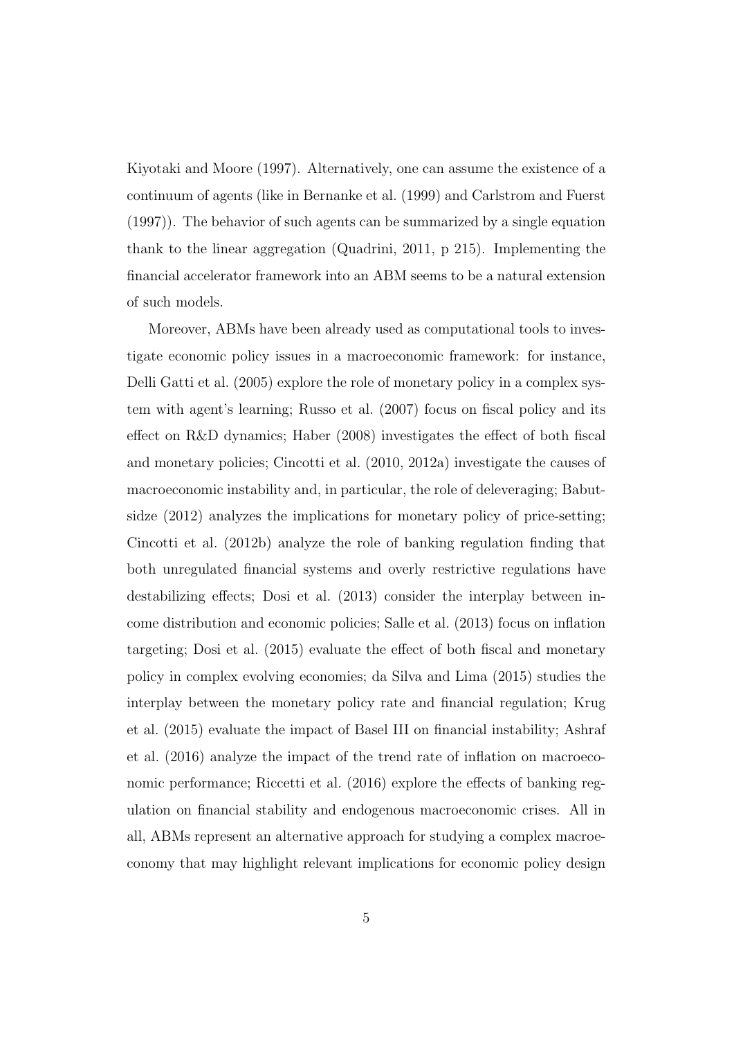Kiyotaki and Moore (1997). Alternatively, one can assume the existence of a continuum of agents (like in Bernanke et al. (1999) and Carlstrom and Fuerst (1997)). The behavior of such agents can be summarized by a single equation thank to the linear aggregation (Quadrini, 2011, p 215). Implementing the financial accelerator framework into an ABM seems to be a natural extension of such models.

Moreover, ABMs have been already used as computational tools to investigate economic policy issues in a macroeconomic framework: for instance, Delli Gatti et al. (2005) explore the role of monetary policy in a complex system with agent's learning; Russo et al. (2007) focus on fiscal policy and its effect on R&D dynamics; Haber (2008) investigates the effect of both fiscal and monetary policies; Cincotti et al. (2010, 2012a) investigate the causes of macroeconomic instability and, in particular, the role of deleveraging; Babutsidze (2012) analyzes the implications for monetary policy of price-setting; Cincotti et al. (2012b) analyze the role of banking regulation finding that both unregulated financial systems and overly restrictive regulations have destabilizing effects; Dosi et al. (2013) consider the interplay between income distribution and economic policies; Salle et al. (2013) focus on inflation targeting; Dosi et al. (2015) evaluate the effect of both fiscal and monetary policy in complex evolving economies; da Silva and Lima (2015) studies the interplay between the monetary policy rate and financial regulation; Krug et al. (2015) evaluate the impact of Basel III on financial instability; Ashraf et al. (2016) analyze the impact of the trend rate of inflation on macroeconomic performance; Riccetti et al. (2016) explore the effects of banking regulation on financial stability and endogenous macroeconomic crises. All in all, ABMs represent an alternative approach for studying a complex macroeconomy that may highlight relevant implications for economic policy design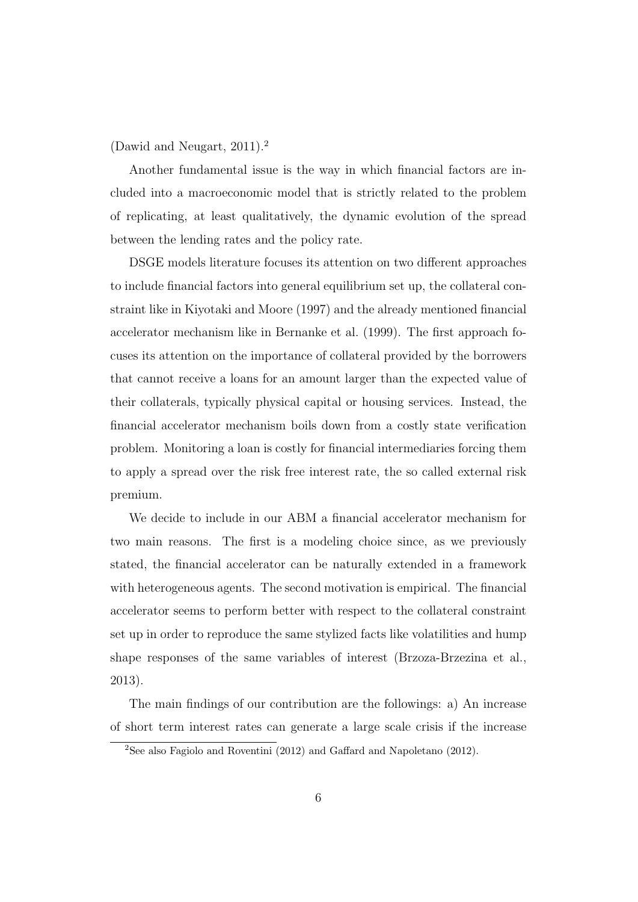(Dawid and Neugart, 2011).[2]

Another fundamental issue is the way in which financial factors are included into a macroeconomic model that is strictly related to the problem of replicating, at least qualitatively, the dynamic evolution of the spread between the lending rates and the policy rate.

DSGE models literature focuses its attention on two different approaches to include financial factors into general equilibrium set up, the collateral constraint like in Kiyotaki and Moore (1997) and the already mentioned financial accelerator mechanism like in Bernanke et al. (1999). The first approach focuses its attention on the importance of collateral provided by the borrowers that cannot receive a loans for an amount larger than the expected value of their collaterals, typically physical capital or housing services. Instead, the financial accelerator mechanism boils down from a costly state verification problem. Monitoring a loan is costly for financial intermediaries forcing them to apply a spread over the risk free interest rate, the so called external risk premium.

We decide to include in our ABM a financial accelerator mechanism for two main reasons. The first is a modeling choice since, as we previously stated, the financial accelerator can be naturally extended in a framework with heterogeneous agents. The second motivation is empirical. The financial accelerator seems to perform better with respect to the collateral constraint set up in order to reproduce the same stylized facts like volatilities and hump shape responses of the same variables of interest (Brzoza-Brzezina et al., 2013).

The main findings of our contribution are the followings: a) An increase of short term interest rates can generate a large scale crisis if the increase

[2] See also Fagiolo and Roventini (2012) and Gaffard and Napoletano (2012).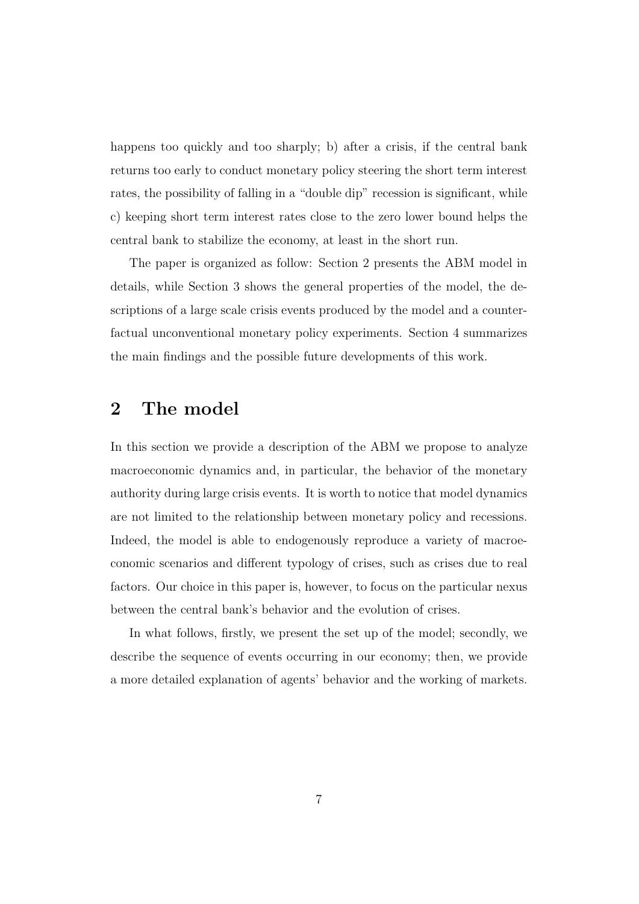happens too quickly and too sharply; b) after a crisis, if the central bank returns too early to conduct monetary policy steering the short term interest rates, the possibility of falling in a "double dip" recession is significant, while c) keeping short term interest rates close to the zero lower bound helps the central bank to stabilize the economy, at least in the short run.

The paper is organized as follow: Section 2 presents the ABM model in details, while Section 3 shows the general properties of the model, the descriptions of a large scale crisis events produced by the model and a counterfactual unconventional monetary policy experiments. Section 4 summarizes the main findings and the possible future developments of this work.

## 2 The model

In this section we provide a description of the ABM we propose to analyze macroeconomic dynamics and, in particular, the behavior of the monetary authority during large crisis events. It is worth to notice that model dynamics are not limited to the relationship between monetary policy and recessions. Indeed, the model is able to endogenously reproduce a variety of macroeconomic scenarios and different typology of crises, such as crises due to real factors. Our choice in this paper is, however, to focus on the particular nexus between the central bank's behavior and the evolution of crises.

In what follows, firstly, we present the set up of the model; secondly, we describe the sequence of events occurring in our economy; then, we provide a more detailed explanation of agents' behavior and the working of markets.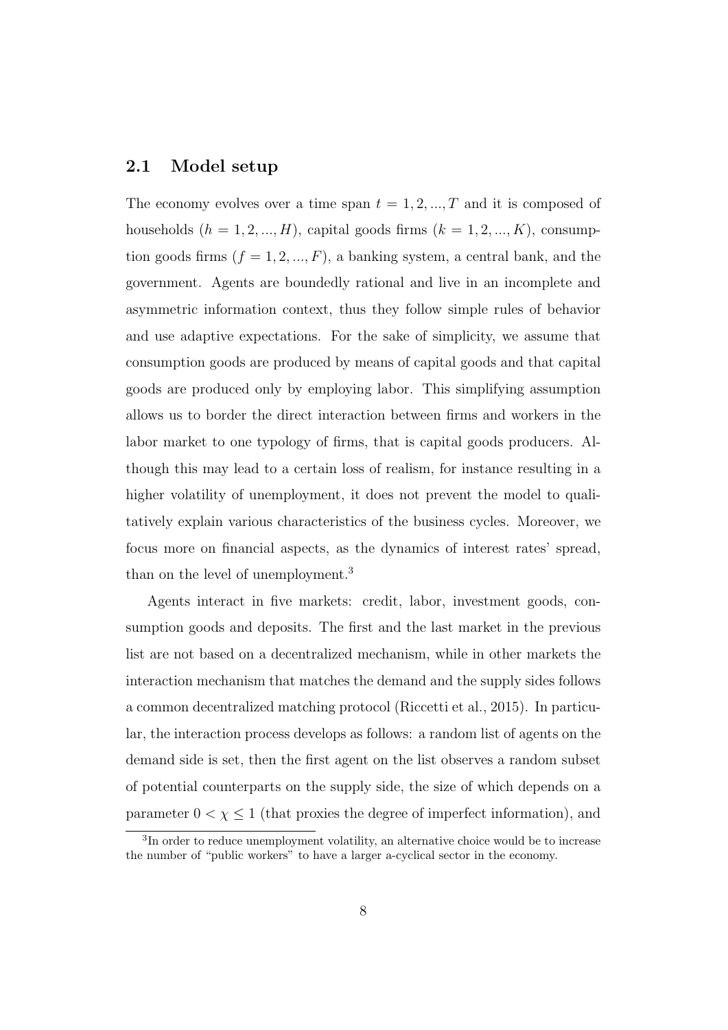## 2.1 Model setup

The economy evolves over a time span $t = 1, 2, ..., T$ and it is composed of households ($h = 1, 2, ..., H$), capital goods firms ($k = 1, 2, ..., K$), consumption goods firms ($f = 1, 2, ..., F$), a banking system, a central bank, and the government. Agents are boundedly rational and live in an incomplete and asymmetric information context, thus they follow simple rules of behavior and use adaptive expectations. For the sake of simplicity, we assume that consumption goods are produced by means of capital goods and that capital goods are produced only by employing labor. This simplifying assumption allows us to border the direct interaction between firms and workers in the labor market to one typology of firms, that is capital goods producers. Although this may lead to a certain loss of realism, for instance resulting in a higher volatility of unemployment, it does not prevent the model to qualitatively explain various characteristics of the business cycles. Moreover, we focus more on financial aspects, as the dynamics of interest rates' spread, than on the level of unemployment.[3]

Agents interact in five markets: credit, labor, investment goods, consumption goods and deposits. The first and the last market in the previous list are not based on a decentralized mechanism, while in other markets the interaction mechanism that matches the demand and the supply sides follows a common decentralized matching protocol (Riccetti et al., 2015). In particular, the interaction process develops as follows: a random list of agents on the demand side is set, then the first agent on the list observes a random subset of potential counterparts on the supply side, the size of which depends on a parameter $0 < \chi \leq 1$ (that proxies the degree of imperfect information), and

[3] In order to reduce unemployment volatility, an alternative choice would be to increase the number of "public workers" to have a larger a-cyclical sector in the economy.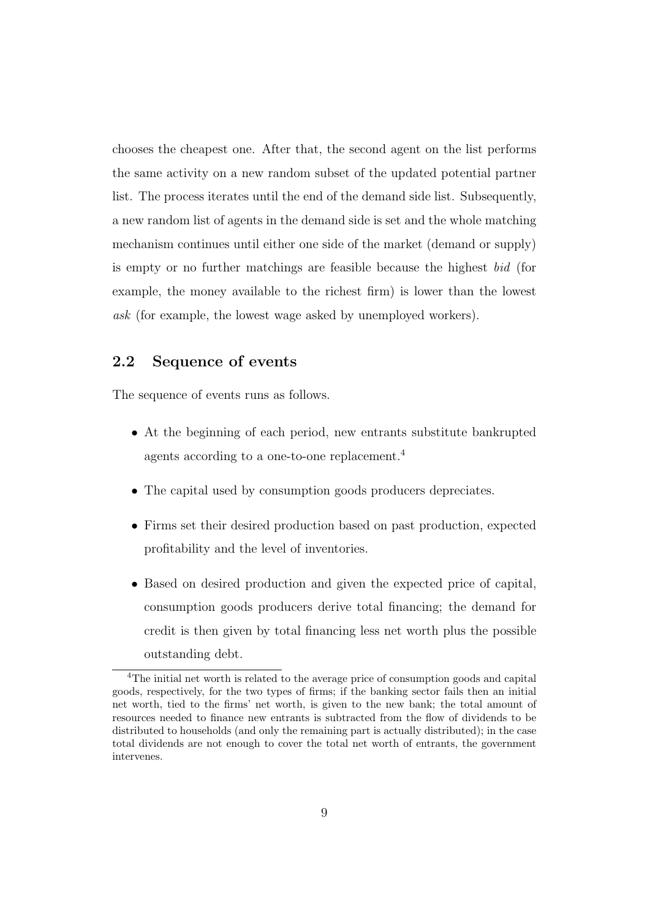chooses the cheapest one. After that, the second agent on the list performs the same activity on a new random subset of the updated potential partner list. The process iterates until the end of the demand side list. Subsequently, a new random list of agents in the demand side is set and the whole matching mechanism continues until either one side of the market (demand or supply) is empty or no further matchings are feasible because the highest *bid* (for example, the money available to the richest firm) is lower than the lowest *ask* (for example, the lowest wage asked by unemployed workers).

## 2.2 Sequence of events

The sequence of events runs as follows.

- At the beginning of each period, new entrants substitute bankrupted agents according to a one-to-one replacement.[4]
- The capital used by consumption goods producers depreciates.
- Firms set their desired production based on past production, expected profitability and the level of inventories.
- Based on desired production and given the expected price of capital, consumption goods producers derive total financing; the demand for credit is then given by total financing less net worth plus the possible outstanding debt.

[4]The initial net worth is related to the average price of consumption goods and capital goods, respectively, for the two types of firms; if the banking sector fails then an initial net worth, tied to the firms' net worth, is given to the new bank; the total amount of resources needed to finance new entrants is subtracted from the flow of dividends to be distributed to households (and only the remaining part is actually distributed); in the case total dividends are not enough to cover the total net worth of entrants, the government intervenes.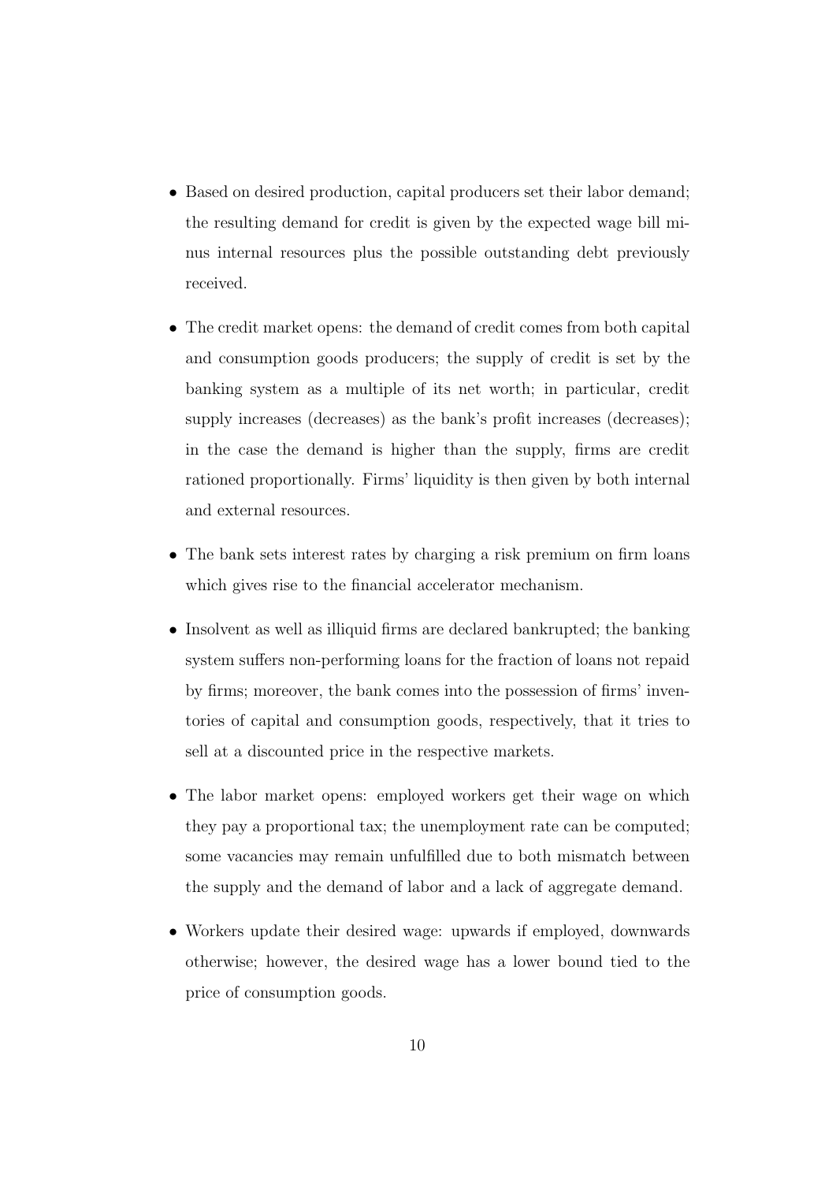- Based on desired production, capital producers set their labor demand; the resulting demand for credit is given by the expected wage bill minus internal resources plus the possible outstanding debt previously received.

- The credit market opens: the demand of credit comes from both capital and consumption goods producers; the supply of credit is set by the banking system as a multiple of its net worth; in particular, credit supply increases (decreases) as the bank's profit increases (decreases); in the case the demand is higher than the supply, firms are credit rationed proportionally. Firms' liquidity is then given by both internal and external resources.

- The bank sets interest rates by charging a risk premium on firm loans which gives rise to the financial accelerator mechanism.

- Insolvent as well as illiquid firms are declared bankrupted; the banking system suffers non-performing loans for the fraction of loans not repaid by firms; moreover, the bank comes into the possession of firms' inventories of capital and consumption goods, respectively, that it tries to sell at a discounted price in the respective markets.

- The labor market opens: employed workers get their wage on which they pay a proportional tax; the unemployment rate can be computed; some vacancies may remain unfulfilled due to both mismatch between the supply and the demand of labor and a lack of aggregate demand.

- Workers update their desired wage: upwards if employed, downwards otherwise; however, the desired wage has a lower bound tied to the price of consumption goods.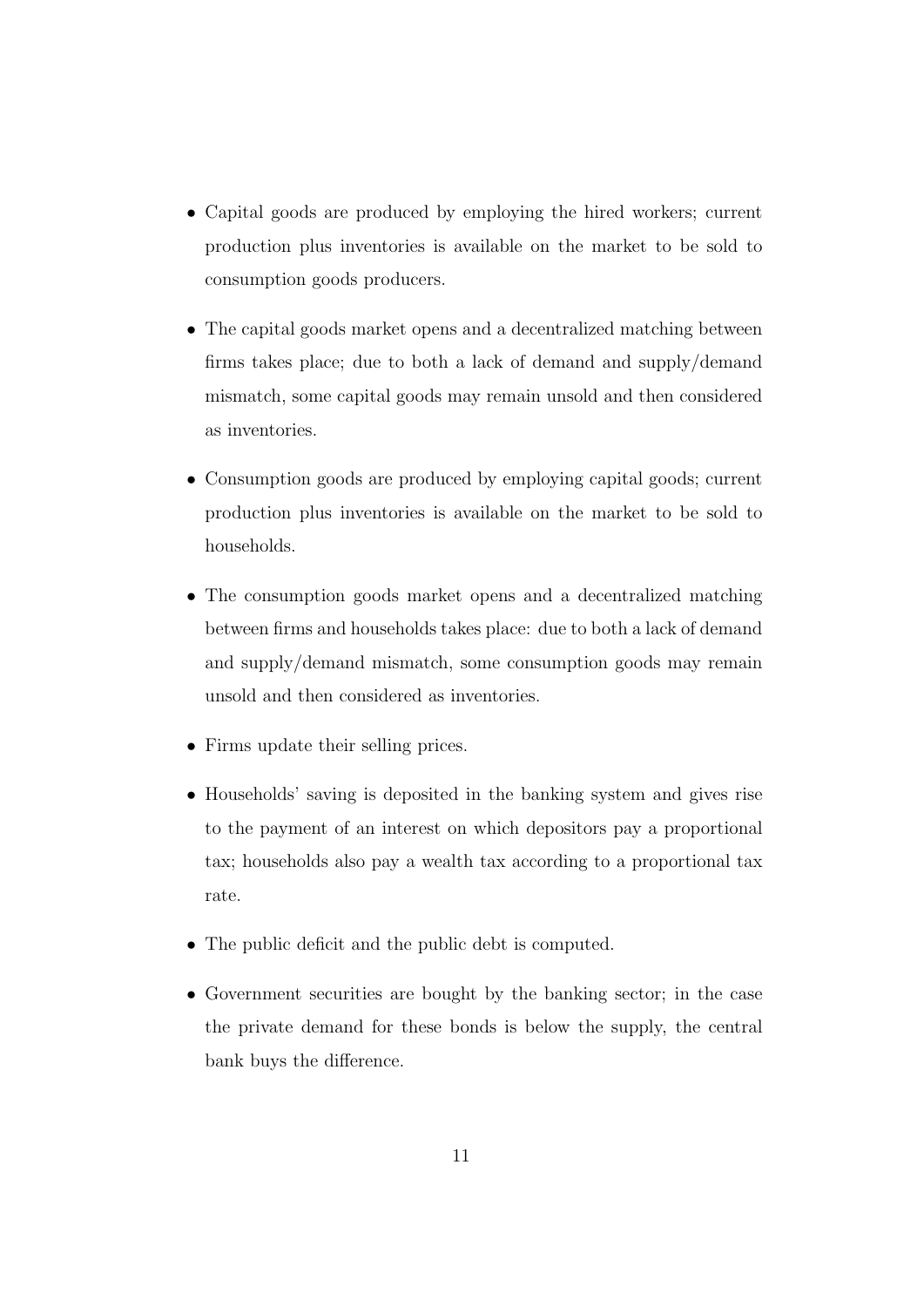- Capital goods are produced by employing the hired workers; current production plus inventories is available on the market to be sold to consumption goods producers.
- The capital goods market opens and a decentralized matching between firms takes place; due to both a lack of demand and supply/demand mismatch, some capital goods may remain unsold and then considered as inventories.
- Consumption goods are produced by employing capital goods; current production plus inventories is available on the market to be sold to households.
- The consumption goods market opens and a decentralized matching between firms and households takes place: due to both a lack of demand and supply/demand mismatch, some consumption goods may remain unsold and then considered as inventories.
- Firms update their selling prices.
- Households' saving is deposited in the banking system and gives rise to the payment of an interest on which depositors pay a proportional tax; households also pay a wealth tax according to a proportional tax rate.
- The public deficit and the public debt is computed.
- Government securities are bought by the banking sector; in the case the private demand for these bonds is below the supply, the central bank buys the difference.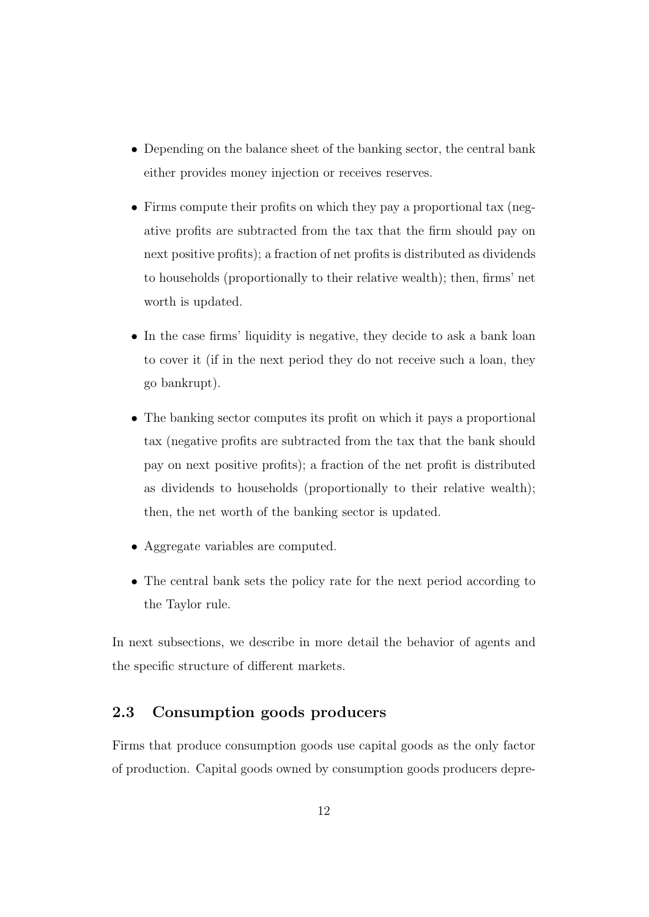- Depending on the balance sheet of the banking sector, the central bank either provides money injection or receives reserves.
- Firms compute their profits on which they pay a proportional tax (negative profits are subtracted from the tax that the firm should pay on next positive profits); a fraction of net profits is distributed as dividends to households (proportionally to their relative wealth); then, firms' net worth is updated.
- In the case firms' liquidity is negative, they decide to ask a bank loan to cover it (if in the next period they do not receive such a loan, they go bankrupt).
- The banking sector computes its profit on which it pays a proportional tax (negative profits are subtracted from the tax that the bank should pay on next positive profits); a fraction of the net profit is distributed as dividends to households (proportionally to their relative wealth); then, the net worth of the banking sector is updated.
- Aggregate variables are computed.
- The central bank sets the policy rate for the next period according to the Taylor rule.

In next subsections, we describe in more detail the behavior of agents and the specific structure of different markets.

### 2.3 Consumption goods producers

Firms that produce consumption goods use capital goods as the only factor of production. Capital goods owned by consumption goods producers depre-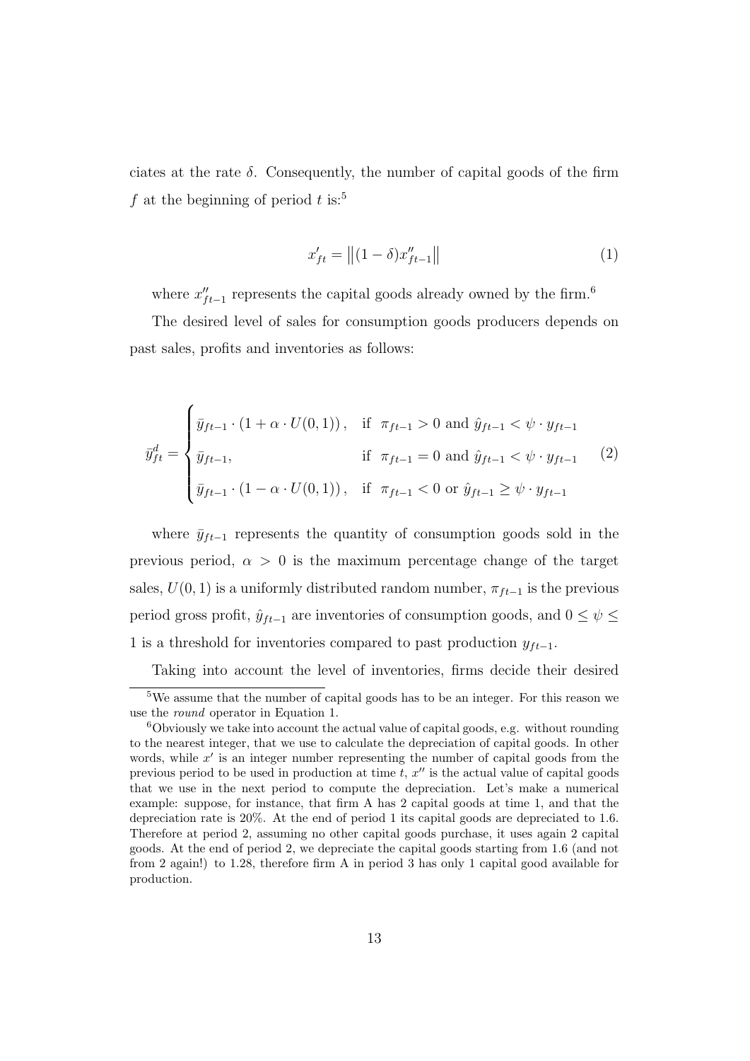ciates at the rate $\delta$. Consequently, the number of capital goods of the firm $f$ at the beginning of period $t$ is:[5]

$$x'_{ft} = \left\|(1-\delta)x''_{ft-1}\right\| \tag{1}$$

where $x''_{ft-1}$ represents the capital goods already owned by the firm.[6]

The desired level of sales for consumption goods producers depends on past sales, profits and inventories as follows:

$$\bar{y}^d_{ft} = \begin{cases} \bar{y}_{ft-1} \cdot (1 + \alpha \cdot U(0,1)), & \text{if } \pi_{ft-1} > 0 \text{ and } \hat{y}_{ft-1} < \psi \cdot y_{ft-1} \\ \bar{y}_{ft-1}, & \text{if } \pi_{ft-1} = 0 \text{ and } \hat{y}_{ft-1} < \psi \cdot y_{ft-1} \\ \bar{y}_{ft-1} \cdot (1 - \alpha \cdot U(0,1)), & \text{if } \pi_{ft-1} < 0 \text{ or } \hat{y}_{ft-1} \geq \psi \cdot y_{ft-1} \end{cases} \tag{2}$$

where $\bar{y}_{ft-1}$ represents the quantity of consumption goods sold in the previous period, $\alpha > 0$ is the maximum percentage change of the target sales, $U(0,1)$ is a uniformly distributed random number, $\pi_{ft-1}$ is the previous period gross profit, $\hat{y}_{ft-1}$ are inventories of consumption goods, and $0 \leq \psi \leq 1$ is a threshold for inventories compared to past production $y_{ft-1}$.

Taking into account the level of inventories, firms decide their desired

---

[5] We assume that the number of capital goods has to be an integer. For this reason we use the *round* operator in Equation 1.

[6] Obviously we take into account the actual value of capital goods, e.g. without rounding to the nearest integer, that we use to calculate the depreciation of capital goods. In other words, while $x'$ is an integer number representing the number of capital goods from the previous period to be used in production at time $t$, $x''$ is the actual value of capital goods that we use in the next period to compute the depreciation. Let's make a numerical example: suppose, for instance, that firm A has 2 capital goods at time 1, and that the depreciation rate is 20%. At the end of period 1 its capital goods are depreciated to 1.6. Therefore at period 2, assuming no other capital goods purchase, it uses again 2 capital goods. At the end of period 2, we depreciate the capital goods starting from 1.6 (and not from 2 again!) to 1.28, therefore firm A in period 3 has only 1 capital good available for production.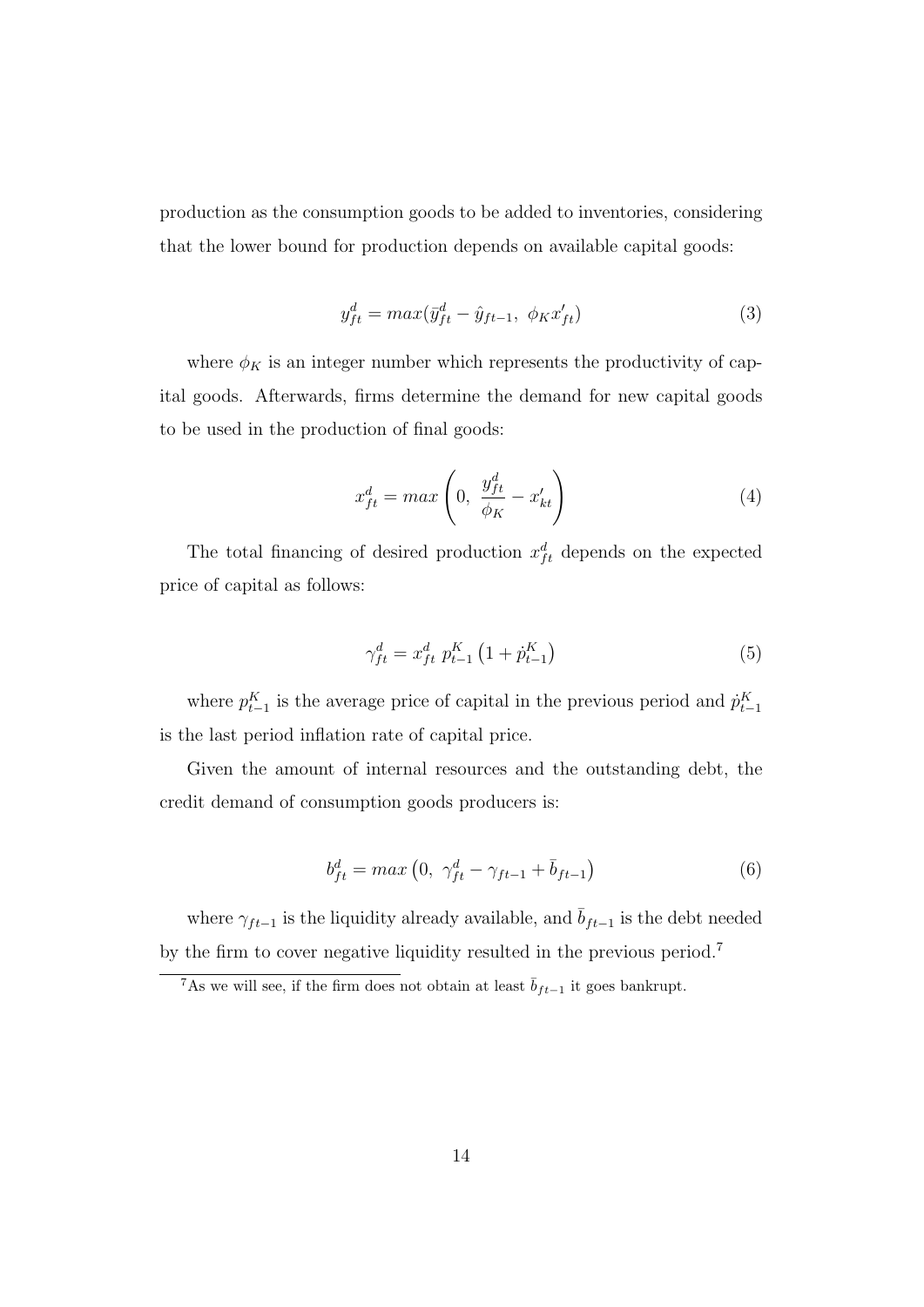production as the consumption goods to be added to inventories, considering that the lower bound for production depends on available capital goods:

$$y^d_{ft} = max(\bar{y}^d_{ft} - \hat{y}_{ft-1},\ \phi_K x'_{ft}) \tag{3}$$

where $\phi_K$ is an integer number which represents the productivity of capital goods. Afterwards, firms determine the demand for new capital goods to be used in the production of final goods:

$$x^d_{ft} = max\left(0,\ \frac{y^d_{ft}}{\phi_K} - x'_{kt}\right) \tag{4}$$

The total financing of desired production $x^d_{ft}$ depends on the expected price of capital as follows:

$$\gamma^d_{ft} = x^d_{ft}\ p^K_{t-1}\left(1 + \dot{p}^K_{t-1}\right) \tag{5}$$

where $p^K_{t-1}$ is the average price of capital in the previous period and $\dot{p}^K_{t-1}$ is the last period inflation rate of capital price.

Given the amount of internal resources and the outstanding debt, the credit demand of consumption goods producers is:

$$b^d_{ft} = max\left(0,\ \gamma^d_{ft} - \gamma_{ft-1} + \bar{b}_{ft-1}\right) \tag{6}$$

where $\gamma_{ft-1}$ is the liquidity already available, and $\bar{b}_{ft-1}$ is the debt needed by the firm to cover negative liquidity resulted in the previous period.[7]

[7] As we will see, if the firm does not obtain at least $\bar{b}_{ft-1}$ it goes bankrupt.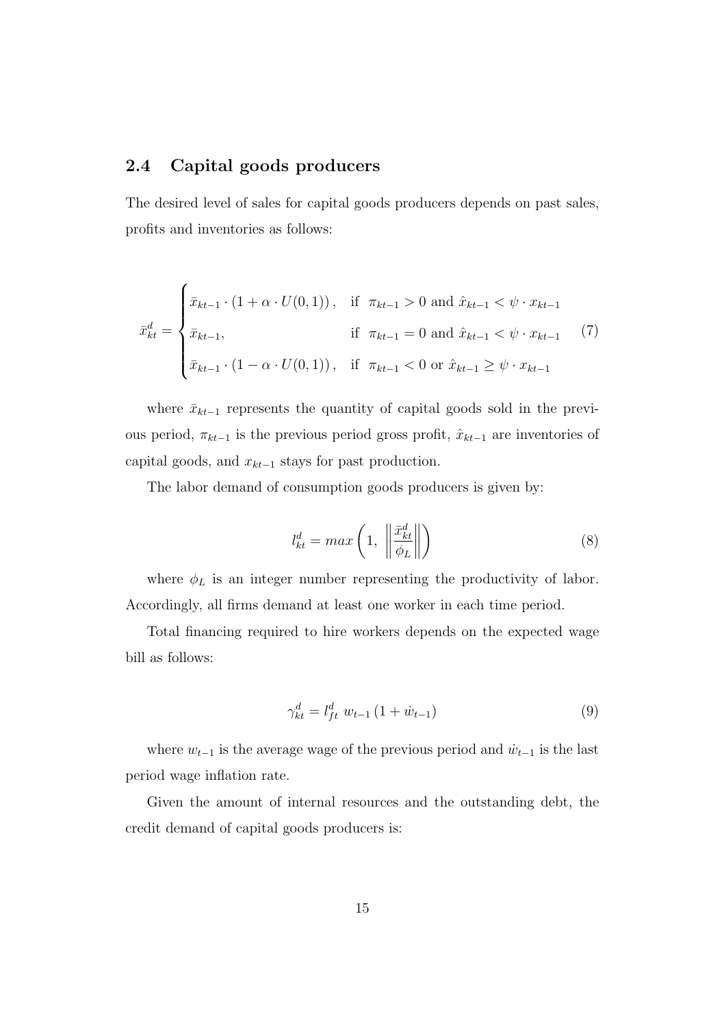## 2.4 Capital goods producers

The desired level of sales for capital goods producers depends on past sales, profits and inventories as follows:

$$\bar{x}_{kt}^{d} = \begin{cases} \bar{x}_{kt-1} \cdot (1 + \alpha \cdot U(0,1)), & \text{if } \pi_{kt-1} > 0 \text{ and } \hat{x}_{kt-1} < \psi \cdot x_{kt-1} \\ \bar{x}_{kt-1}, & \text{if } \pi_{kt-1} = 0 \text{ and } \hat{x}_{kt-1} < \psi \cdot x_{kt-1} \\ \bar{x}_{kt-1} \cdot (1 - \alpha \cdot U(0,1)), & \text{if } \pi_{kt-1} < 0 \text{ or } \hat{x}_{kt-1} \geq \psi \cdot x_{kt-1} \end{cases} \tag{7}$$

where $\bar{x}_{kt-1}$ represents the quantity of capital goods sold in the previous period, $\pi_{kt-1}$ is the previous period gross profit, $\hat{x}_{kt-1}$ are inventories of capital goods, and $x_{kt-1}$ stays for past production.

The labor demand of consumption goods producers is given by:

$$l_{kt}^{d} = max\left(1, \left\| \frac{\bar{x}_{kt}^{d}}{\phi_L} \right\| \right) \tag{8}$$

where $\phi_L$ is an integer number representing the productivity of labor. Accordingly, all firms demand at least one worker in each time period.

Total financing required to hire workers depends on the expected wage bill as follows:

$$\gamma_{kt}^{d} = l_{ft}^{d} \; w_{t-1} \, (1 + \dot{w}_{t-1}) \tag{9}$$

where $w_{t-1}$ is the average wage of the previous period and $\dot{w}_{t-1}$ is the last period wage inflation rate.

Given the amount of internal resources and the outstanding debt, the credit demand of capital goods producers is: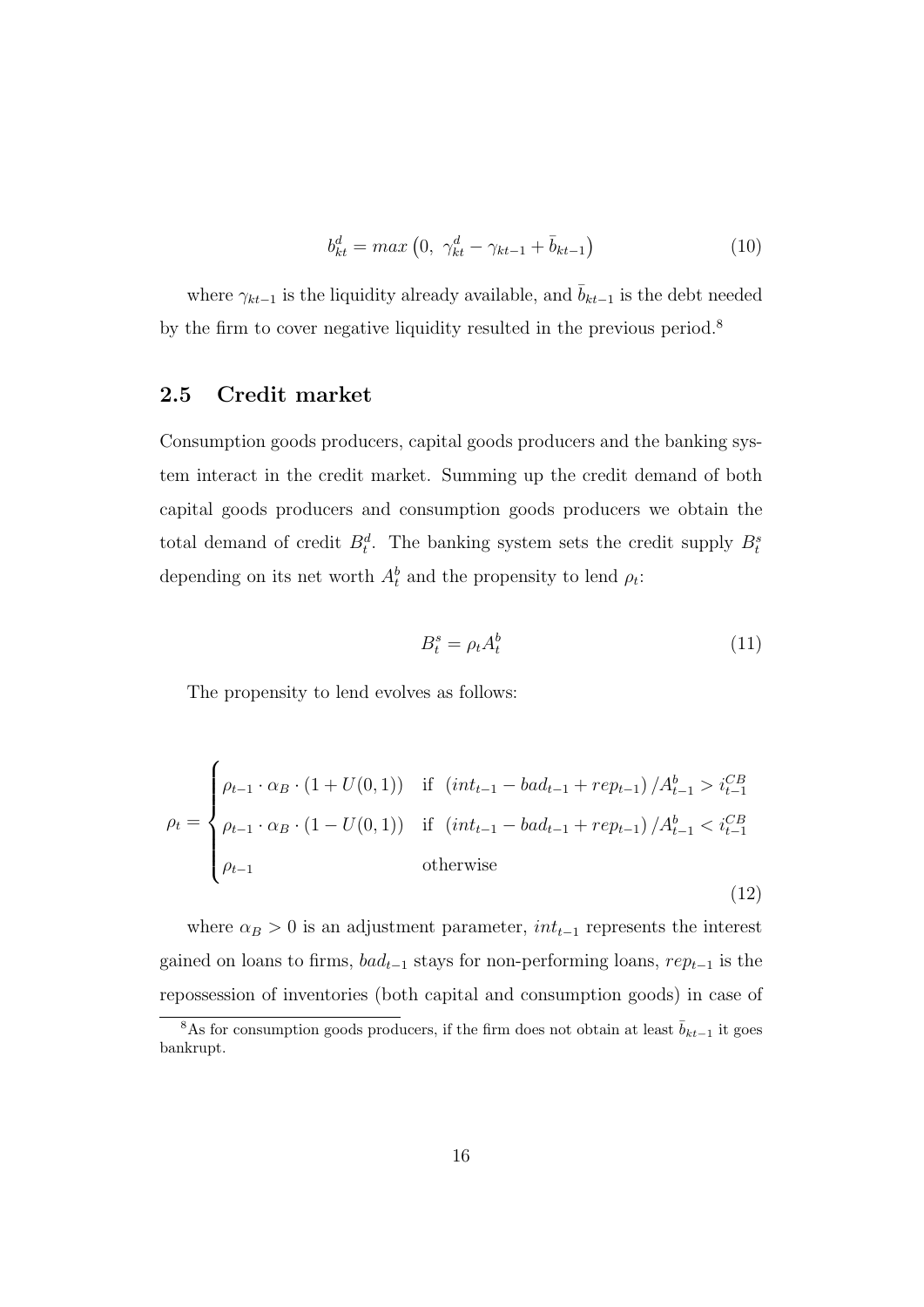$$b_{kt}^d = max\left(0,\ \gamma_{kt}^d - \gamma_{kt-1} + \bar{b}_{kt-1}\right) \tag{10}$$

where $\gamma_{kt-1}$ is the liquidity already available, and $\bar{b}_{kt-1}$ is the debt needed by the firm to cover negative liquidity resulted in the previous period.[8]

## 2.5 Credit market

Consumption goods producers, capital goods producers and the banking system interact in the credit market. Summing up the credit demand of both capital goods producers and consumption goods producers we obtain the total demand of credit $B_t^d$. The banking system sets the credit supply $B_t^s$ depending on its net worth $A_t^b$ and the propensity to lend $\rho_t$:

$$B_t^s = \rho_t A_t^b \tag{11}$$

The propensity to lend evolves as follows:

$$\rho_t = \begin{cases} \rho_{t-1} \cdot \alpha_B \cdot (1 + U(0,1)) & \text{if } \left(int_{t-1} - bad_{t-1} + rep_{t-1}\right)/A_{t-1}^b > i_{t-1}^{CB} \\ \rho_{t-1} \cdot \alpha_B \cdot (1 - U(0,1)) & \text{if } \left(int_{t-1} - bad_{t-1} + rep_{t-1}\right)/A_{t-1}^b < i_{t-1}^{CB} \\ \rho_{t-1} & \text{otherwise} \end{cases} \tag{12}$$

where $\alpha_B > 0$ is an adjustment parameter, $int_{t-1}$ represents the interest gained on loans to firms, $bad_{t-1}$ stays for non-performing loans, $rep_{t-1}$ is the repossession of inventories (both capital and consumption goods) in case of

[8] As for consumption goods producers, if the firm does not obtain at least $\bar{b}_{kt-1}$ it goes bankrupt.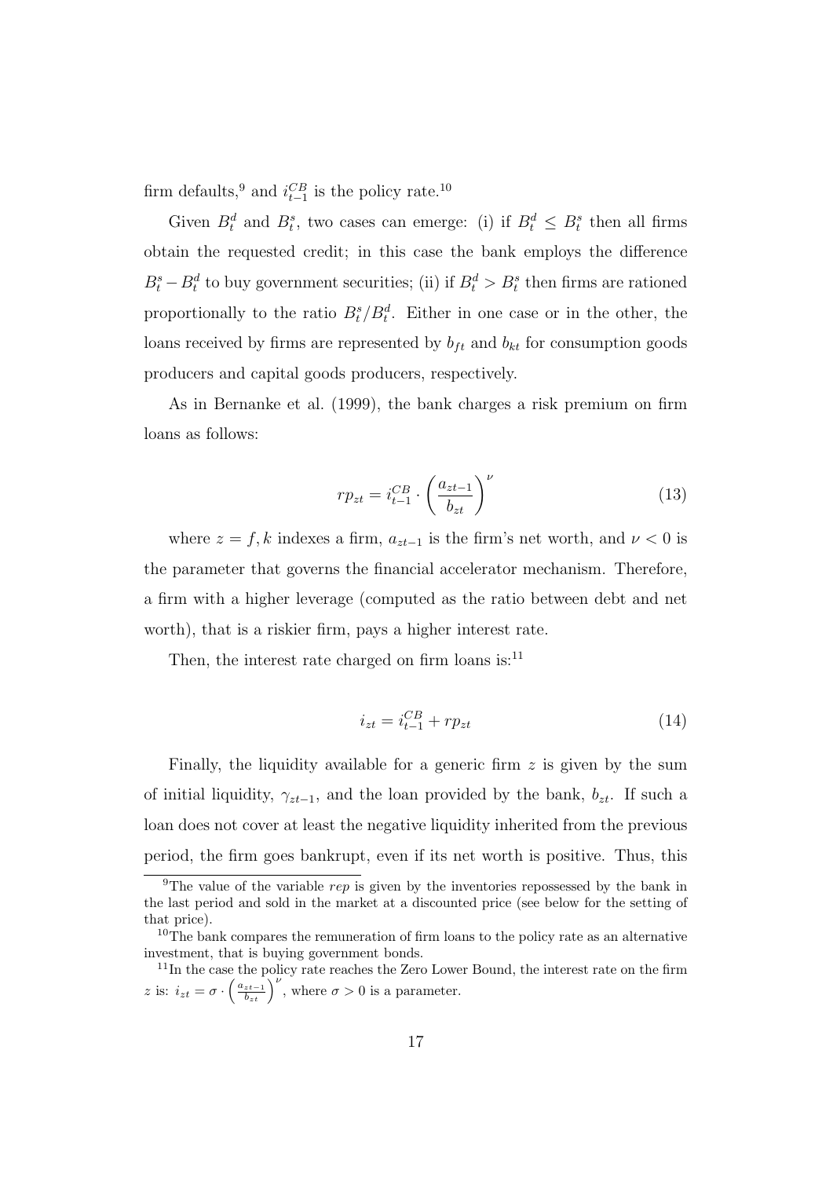firm defaults,[9] and $i^{CB}_{t-1}$ is the policy rate.[10]

Given $B^d_t$ and $B^s_t$, two cases can emerge: (i) if $B^d_t \leq B^s_t$ then all firms obtain the requested credit; in this case the bank employs the difference $B^s_t - B^d_t$ to buy government securities; (ii) if $B^d_t > B^s_t$ then firms are rationed proportionally to the ratio $B^s_t/B^d_t$. Either in one case or in the other, the loans received by firms are represented by $b_{ft}$ and $b_{kt}$ for consumption goods producers and capital goods producers, respectively.

As in Bernanke et al. (1999), the bank charges a risk premium on firm loans as follows:

$$rp_{zt} = i^{CB}_{t-1} \cdot \left( \frac{a_{zt-1}}{b_{zt}} \right)^{\nu} \tag{13}$$

where $z = f, k$ indexes a firm, $a_{zt-1}$ is the firm's net worth, and $\nu < 0$ is the parameter that governs the financial accelerator mechanism. Therefore, a firm with a higher leverage (computed as the ratio between debt and net worth), that is a riskier firm, pays a higher interest rate.

Then, the interest rate charged on firm loans is:[11]

$$i_{zt} = i^{CB}_{t-1} + rp_{zt} \tag{14}$$

Finally, the liquidity available for a generic firm $z$ is given by the sum of initial liquidity, $\gamma_{zt-1}$, and the loan provided by the bank, $b_{zt}$. If such a loan does not cover at least the negative liquidity inherited from the previous period, the firm goes bankrupt, even if its net worth is positive. Thus, this

---

[9] The value of the variable *rep* is given by the inventories repossessed by the bank in the last period and sold in the market at a discounted price (see below for the setting of that price).

[10] The bank compares the remuneration of firm loans to the policy rate as an alternative investment, that is buying government bonds.

[11] In the case the policy rate reaches the Zero Lower Bound, the interest rate on the firm $z$ is: $i_{zt} = \sigma \cdot \left( \frac{a_{zt-1}}{b_{zt}} \right)^{\nu}$, where $\sigma > 0$ is a parameter.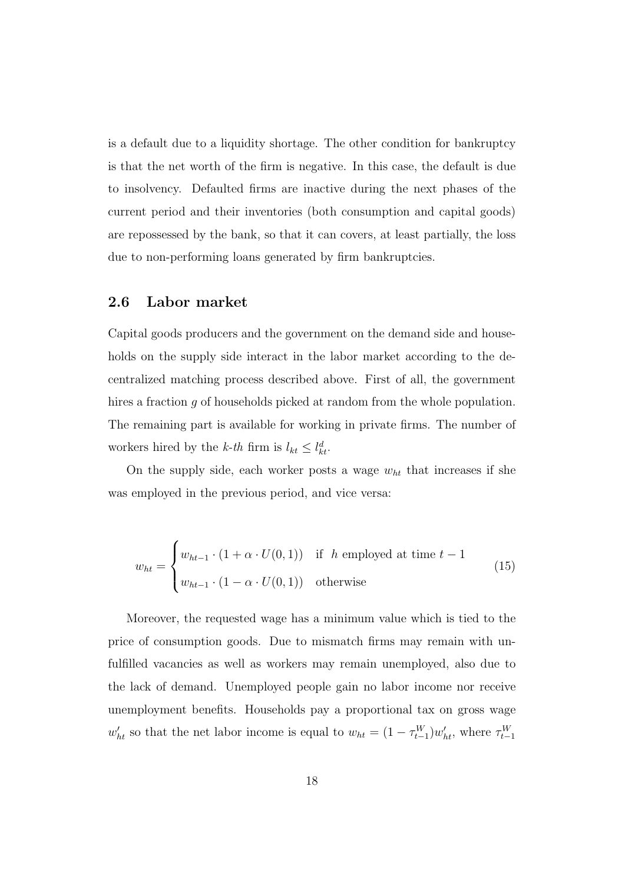is a default due to a liquidity shortage. The other condition for bankruptcy is that the net worth of the firm is negative. In this case, the default is due to insolvency. Defaulted firms are inactive during the next phases of the current period and their inventories (both consumption and capital goods) are repossessed by the bank, so that it can covers, at least partially, the loss due to non-performing loans generated by firm bankruptcies.

## 2.6 Labor market

Capital goods producers and the government on the demand side and households on the supply side interact in the labor market according to the decentralized matching process described above. First of all, the government hires a fraction $g$ of households picked at random from the whole population. The remaining part is available for working in private firms. The number of workers hired by the *k-th* firm is $l_{kt} \leq l^d_{kt}$.

On the supply side, each worker posts a wage $w_{ht}$ that increases if she was employed in the previous period, and vice versa:

$$w_{ht} = \begin{cases} w_{ht-1} \cdot (1 + \alpha \cdot U(0,1)) & \text{if } h \text{ employed at time } t-1 \\ w_{ht-1} \cdot (1 - \alpha \cdot U(0,1)) & \text{otherwise} \end{cases} \tag{15}$$

Moreover, the requested wage has a minimum value which is tied to the price of consumption goods. Due to mismatch firms may remain with unfulfilled vacancies as well as workers may remain unemployed, also due to the lack of demand. Unemployed people gain no labor income nor receive unemployment benefits. Households pay a proportional tax on gross wage $w'_{ht}$ so that the net labor income is equal to $w_{ht} = (1 - \tau^W_{t-1})w'_{ht}$, where $\tau^W_{t-1}$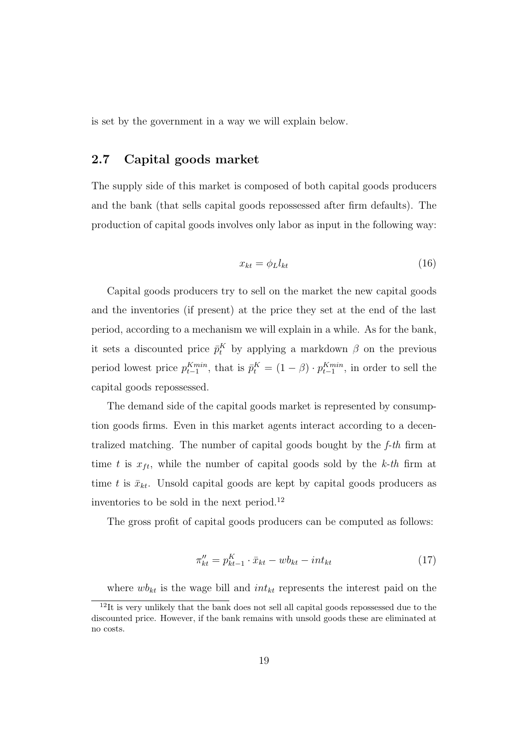is set by the government in a way we will explain below.

## 2.7 Capital goods market

The supply side of this market is composed of both capital goods producers and the bank (that sells capital goods repossessed after firm defaults). The production of capital goods involves only labor as input in the following way:

$$x_{kt} = \phi_L l_{kt} \tag{16}$$

Capital goods producers try to sell on the market the new capital goods and the inventories (if present) at the price they set at the end of the last period, according to a mechanism we will explain in a while. As for the bank, it sets a discounted price $\bar{p}^K_t$ by applying a markdown $\beta$ on the previous period lowest price $p^{Kmin}_{t-1}$, that is $\bar{p}^K_t = (1 - \beta) \cdot p^{Kmin}_{t-1}$, in order to sell the capital goods repossessed.

The demand side of the capital goods market is represented by consumption goods firms. Even in this market agents interact according to a decentralized matching. The number of capital goods bought by the *f-th* firm at time $t$ is $x_{ft}$, while the number of capital goods sold by the *k-th* firm at time $t$ is $\bar{x}_{kt}$. Unsold capital goods are kept by capital goods producers as inventories to be sold in the next period.[12]

The gross profit of capital goods producers can be computed as follows:

$$\pi''_{kt} = p^K_{kt-1} \cdot \bar{x}_{kt} - wb_{kt} - int_{kt} \tag{17}$$

where $wb_{kt}$ is the wage bill and $int_{kt}$ represents the interest paid on the

[12] It is very unlikely that the bank does not sell all capital goods repossessed due to the discounted price. However, if the bank remains with unsold goods these are eliminated at no costs.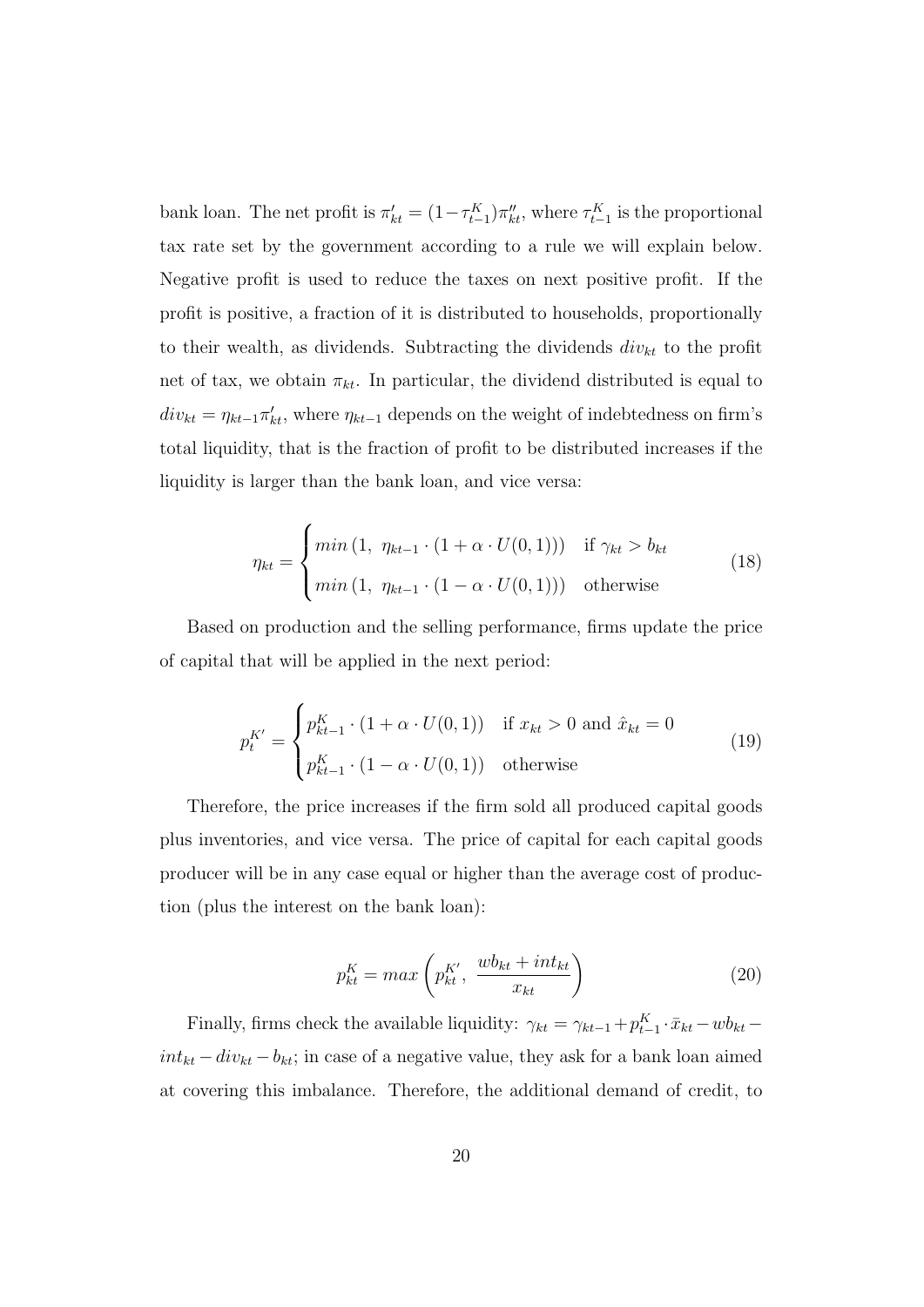bank loan. The net profit is $\pi'_{kt} = (1-\tau^K_{t-1})\pi''_{kt}$, where $\tau^K_{t-1}$ is the proportional tax rate set by the government according to a rule we will explain below. Negative profit is used to reduce the taxes on next positive profit. If the profit is positive, a fraction of it is distributed to households, proportionally to their wealth, as dividends. Subtracting the dividends $div_{kt}$ to the profit net of tax, we obtain $\pi_{kt}$. In particular, the dividend distributed is equal to $div_{kt} = \eta_{kt-1}\pi'_{kt}$, where $\eta_{kt-1}$ depends on the weight of indebtedness on firm's total liquidity, that is the fraction of profit to be distributed increases if the liquidity is larger than the bank loan, and vice versa:

$$\eta_{kt} = \begin{cases} min\left(1,\ \eta_{kt-1} \cdot (1 + \alpha \cdot U(0,1))\right) & \text{if } \gamma_{kt} > b_{kt} \\ min\left(1,\ \eta_{kt-1} \cdot (1 - \alpha \cdot U(0,1))\right) & \text{otherwise} \end{cases} \tag{18}$$

Based on production and the selling performance, firms update the price of capital that will be applied in the next period:

$$p^{K'}_t = \begin{cases} p^K_{kt-1} \cdot (1 + \alpha \cdot U(0,1)) & \text{if } x_{kt} > 0 \text{ and } \hat{x}_{kt} = 0 \\ p^K_{kt-1} \cdot (1 - \alpha \cdot U(0,1)) & \text{otherwise} \end{cases} \tag{19}$$

Therefore, the price increases if the firm sold all produced capital goods plus inventories, and vice versa. The price of capital for each capital goods producer will be in any case equal or higher than the average cost of production (plus the interest on the bank loan):

$$p^K_{kt} = max\left(p^{K'}_{kt},\ \frac{wb_{kt} + int_{kt}}{x_{kt}}\right) \tag{20}$$

Finally, firms check the available liquidity: $\gamma_{kt} = \gamma_{kt-1} + p^K_{t-1} \cdot \bar{x}_{kt} - wb_{kt} - int_{kt} - div_{kt} - b_{kt}$; in case of a negative value, they ask for a bank loan aimed at covering this imbalance. Therefore, the additional demand of credit, to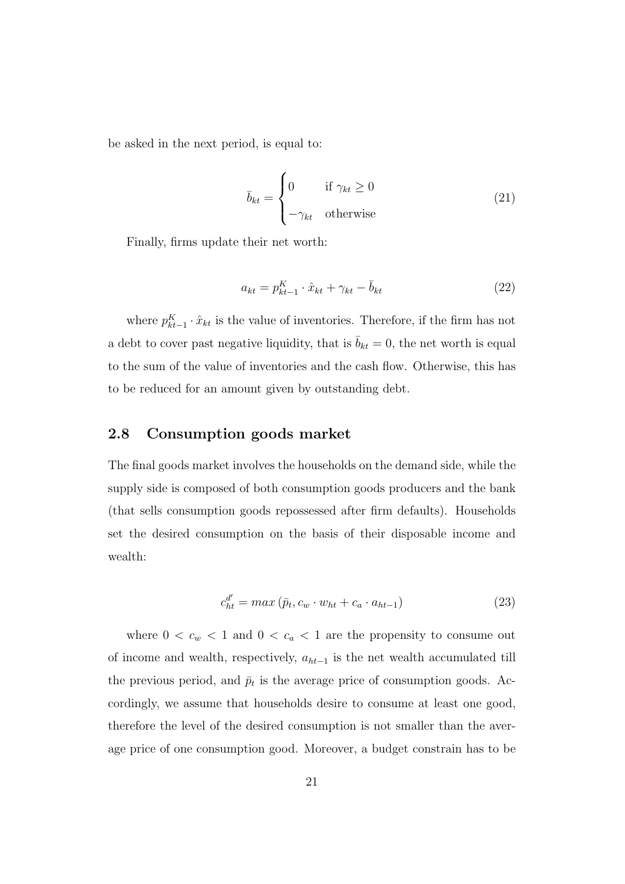be asked in the next period, is equal to:

$$\bar{b}_{kt} = \begin{cases} 0 & \text{if } \gamma_{kt} \geq 0 \\ -\gamma_{kt} & \text{otherwise} \end{cases} \tag{21}$$

Finally, firms update their net worth:

$$a_{kt} = p^K_{kt-1} \cdot \hat{x}_{kt} + \gamma_{kt} - \bar{b}_{kt} \tag{22}$$

where $p^K_{kt-1} \cdot \hat{x}_{kt}$ is the value of inventories. Therefore, if the firm has not a debt to cover past negative liquidity, that is $\bar{b}_{kt} = 0$, the net worth is equal to the sum of the value of inventories and the cash flow. Otherwise, this has to be reduced for an amount given by outstanding debt.

## 2.8 Consumption goods market

The final goods market involves the households on the demand side, while the supply side is composed of both consumption goods producers and the bank (that sells consumption goods repossessed after firm defaults). Households set the desired consumption on the basis of their disposable income and wealth:

$$c^{d'}_{ht} = max\left(\bar{p}_t, c_w \cdot w_{ht} + c_a \cdot a_{ht-1}\right) \tag{23}$$

where $0 < c_w < 1$ and $0 < c_a < 1$ are the propensity to consume out of income and wealth, respectively, $a_{ht-1}$ is the net wealth accumulated till the previous period, and $\bar{p}_t$ is the average price of consumption goods. Accordingly, we assume that households desire to consume at least one good, therefore the level of the desired consumption is not smaller than the average price of one consumption good. Moreover, a budget constrain has to be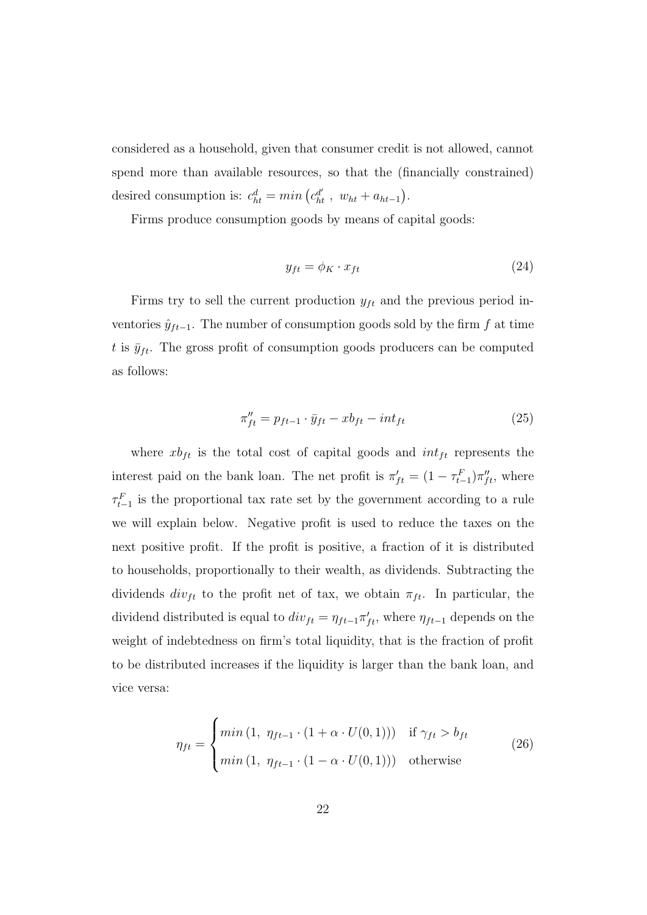considered as a household, given that consumer credit is not allowed, cannot spend more than available resources, so that the (financially constrained) desired consumption is: $c^d_{ht} = min\left(c^{d'}_{ht}\ ,\ w_{ht} + a_{ht-1}\right)$.

Firms produce consumption goods by means of capital goods:

$$y_{ft} = \phi_K \cdot x_{ft} \tag{24}$$

Firms try to sell the current production $y_{ft}$ and the previous period inventories $\hat{y}_{ft-1}$. The number of consumption goods sold by the firm $f$ at time $t$ is $\bar{y}_{ft}$. The gross profit of consumption goods producers can be computed as follows:

$$\pi''_{ft} = p_{ft-1} \cdot \bar{y}_{ft} - xb_{ft} - int_{ft} \tag{25}$$

where $xb_{ft}$ is the total cost of capital goods and $int_{ft}$ represents the interest paid on the bank loan. The net profit is $\pi'_{ft} = (1 - \tau^F_{t-1})\pi''_{ft}$, where $\tau^F_{t-1}$ is the proportional tax rate set by the government according to a rule we will explain below. Negative profit is used to reduce the taxes on the next positive profit. If the profit is positive, a fraction of it is distributed to households, proportionally to their wealth, as dividends. Subtracting the dividends $div_{ft}$ to the profit net of tax, we obtain $\pi_{ft}$. In particular, the dividend distributed is equal to $div_{ft} = \eta_{ft-1}\pi'_{ft}$, where $\eta_{ft-1}$ depends on the weight of indebtedness on firm's total liquidity, that is the fraction of profit to be distributed increases if the liquidity is larger than the bank loan, and vice versa:

$$\eta_{ft} = \begin{cases} min\left(1,\ \eta_{ft-1} \cdot (1 + \alpha \cdot U(0,1))\right) & \text{if } \gamma_{ft} > b_{ft} \\ min\left(1,\ \eta_{ft-1} \cdot (1 - \alpha \cdot U(0,1))\right) & \text{otherwise} \end{cases} \tag{26}$$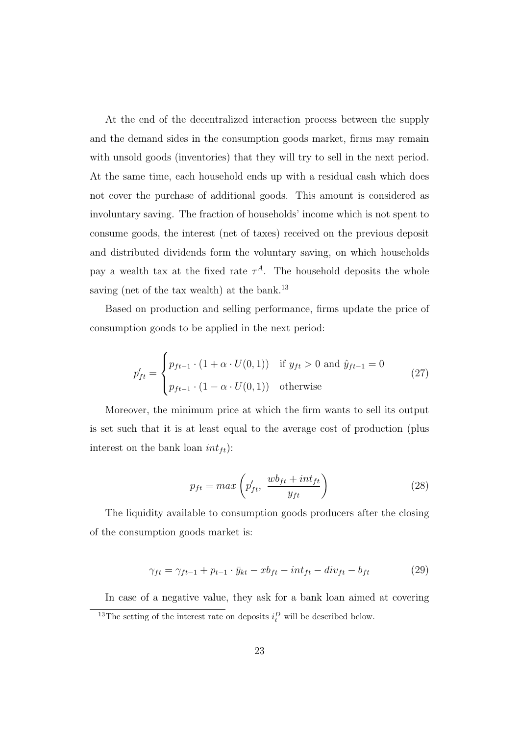At the end of the decentralized interaction process between the supply and the demand sides in the consumption goods market, firms may remain with unsold goods (inventories) that they will try to sell in the next period. At the same time, each household ends up with a residual cash which does not cover the purchase of additional goods. This amount is considered as involuntary saving. The fraction of households' income which is not spent to consume goods, the interest (net of taxes) received on the previous deposit and distributed dividends form the voluntary saving, on which households pay a wealth tax at the fixed rate $\tau^A$. The household deposits the whole saving (net of the tax wealth) at the bank.[13]

Based on production and selling performance, firms update the price of consumption goods to be applied in the next period:

$$p'_{ft} = \begin{cases} p_{ft-1} \cdot (1 + \alpha \cdot U(0,1)) & \text{if } y_{ft} > 0 \text{ and } \hat{y}_{ft-1} = 0 \\ p_{ft-1} \cdot (1 - \alpha \cdot U(0,1)) & \text{otherwise} \end{cases} \tag{27}$$

Moreover, the minimum price at which the firm wants to sell its output is set such that it is at least equal to the average cost of production (plus interest on the bank loan $int_{ft}$):

$$p_{ft} = max\left(p'_{ft},\ \frac{wb_{ft} + int_{ft}}{y_{ft}}\right) \tag{28}$$

The liquidity available to consumption goods producers after the closing of the consumption goods market is:

$$\gamma_{ft} = \gamma_{ft-1} + p_{t-1} \cdot \bar{y}_{kt} - xb_{ft} - int_{ft} - div_{ft} - b_{ft} \tag{29}$$

In case of a negative value, they ask for a bank loan aimed at covering

[13] The setting of the interest rate on deposits $i_t^D$ will be described below.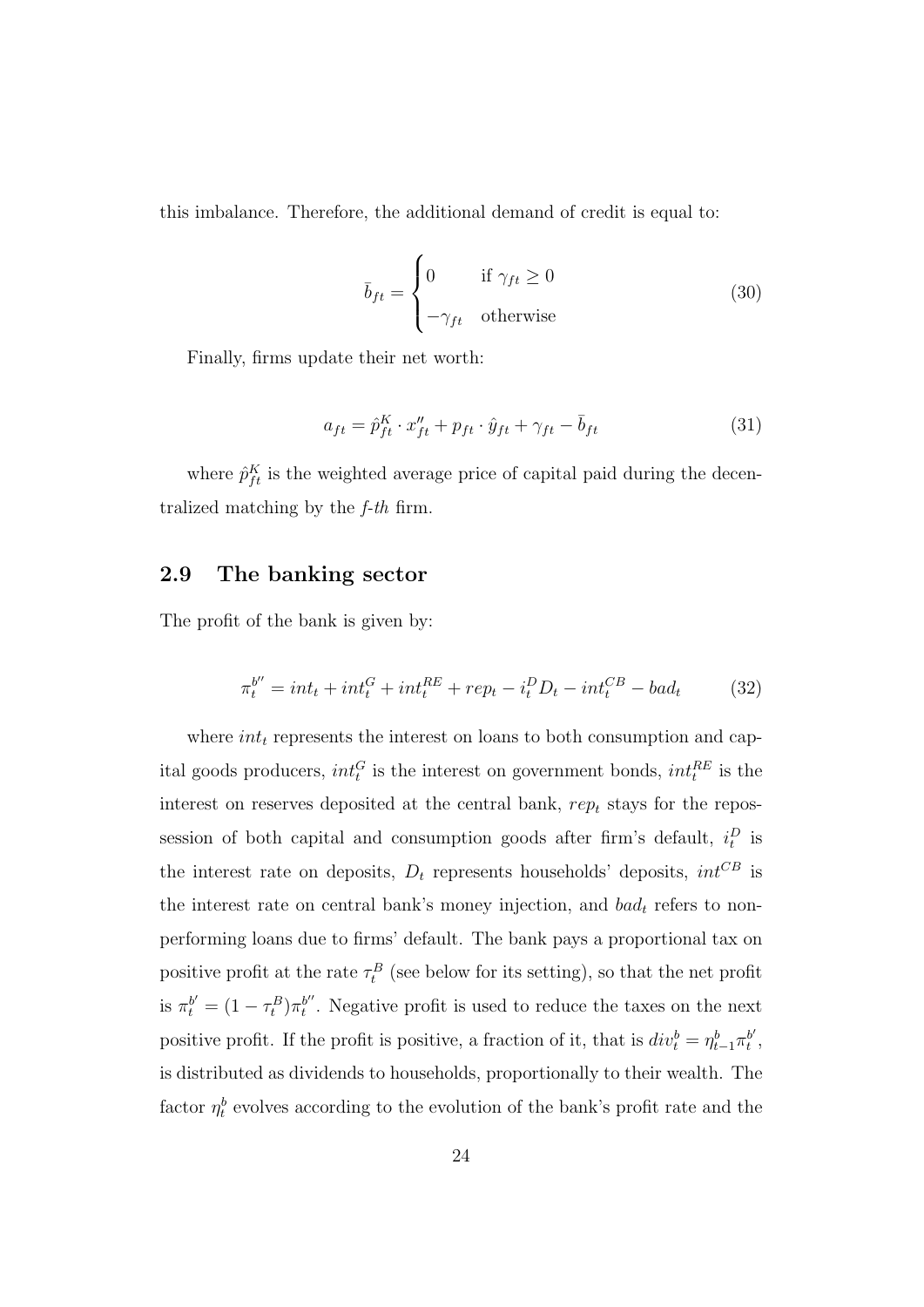this imbalance. Therefore, the additional demand of credit is equal to:

$$\bar{b}_{ft} = \begin{cases} 0 & \text{if } \gamma_{ft} \geq 0 \\ -\gamma_{ft} & \text{otherwise} \end{cases} \tag{30}$$

Finally, firms update their net worth:

$$a_{ft} = \hat{p}^K_{ft} \cdot x''_{ft} + p_{ft} \cdot \hat{y}_{ft} + \gamma_{ft} - \bar{b}_{ft} \tag{31}$$

where $\hat{p}^K_{ft}$ is the weighted average price of capital paid during the decentralized matching by the *f-th* firm.

## 2.9 The banking sector

The profit of the bank is given by:

$$\pi^{b''}_t = int_t + int^G_t + int^{RE}_t + rep_t - i^D_t D_t - int^{CB}_t - bad_t \tag{32}$$

where $int_t$ represents the interest on loans to both consumption and capital goods producers, $int^G_t$ is the interest on government bonds, $int^{RE}_t$ is the interest on reserves deposited at the central bank, $rep_t$ stays for the repossession of both capital and consumption goods after firm's default, $i^D_t$ is the interest rate on deposits, $D_t$ represents households' deposits, $int^{CB}$ is the interest rate on central bank's money injection, and $bad_t$ refers to nonperforming loans due to firms' default. The bank pays a proportional tax on positive profit at the rate $\tau^B_t$ (see below for its setting), so that the net profit is $\pi^{b'}_t = (1 - \tau^B_t)\pi^{b''}_t$. Negative profit is used to reduce the taxes on the next positive profit. If the profit is positive, a fraction of it, that is $div^b_t = \eta^b_{t-1}\pi^{b'}_t$, is distributed as dividends to households, proportionally to their wealth. The factor $\eta^b_t$ evolves according to the evolution of the bank's profit rate and the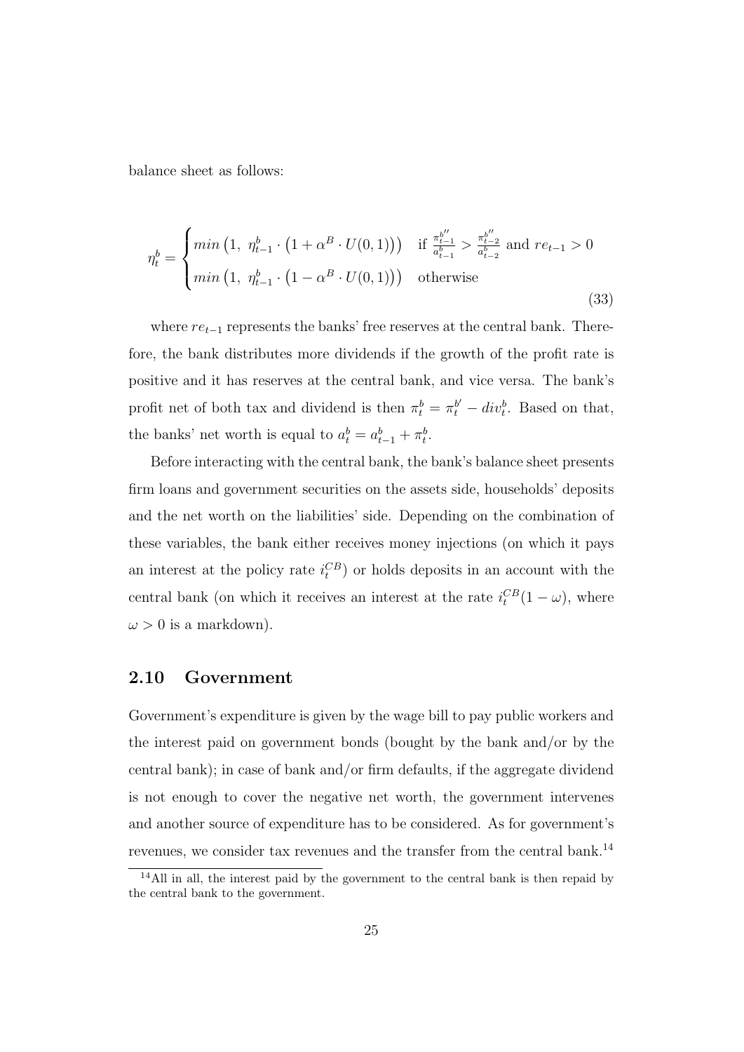balance sheet as follows:

$$\eta_t^b = \begin{cases} min\left(1,\ \eta_{t-1}^b \cdot \left(1 + \alpha^B \cdot U(0,1)\right)\right) & \text{if } \frac{\pi_{t-1}^{b''}}{a_{t-1}^b} > \frac{\pi_{t-2}^{b''}}{a_{t-2}^b} \text{ and } re_{t-1} > 0 \\ min\left(1,\ \eta_{t-1}^b \cdot \left(1 - \alpha^B \cdot U(0,1)\right)\right) & \text{otherwise} \end{cases} \tag{33}$$

where $re_{t-1}$ represents the banks' free reserves at the central bank. Therefore, the bank distributes more dividends if the growth of the profit rate is positive and it has reserves at the central bank, and vice versa. The bank's profit net of both tax and dividend is then $\pi_t^b = \pi_t^{b'} - div_t^b$. Based on that, the banks' net worth is equal to $a_t^b = a_{t-1}^b + \pi_t^b$.

Before interacting with the central bank, the bank's balance sheet presents firm loans and government securities on the assets side, households' deposits and the net worth on the liabilities' side. Depending on the combination of these variables, the bank either receives money injections (on which it pays an interest at the policy rate $i_t^{CB}$) or holds deposits in an account with the central bank (on which it receives an interest at the rate $i_t^{CB}(1-\omega)$, where $\omega > 0$ is a markdown).

## 2.10 Government

Government's expenditure is given by the wage bill to pay public workers and the interest paid on government bonds (bought by the bank and/or by the central bank); in case of bank and/or firm defaults, if the aggregate dividend is not enough to cover the negative net worth, the government intervenes and another source of expenditure has to be considered. As for government's revenues, we consider tax revenues and the transfer from the central bank.[14]

[14] All in all, the interest paid by the government to the central bank is then repaid by the central bank to the government.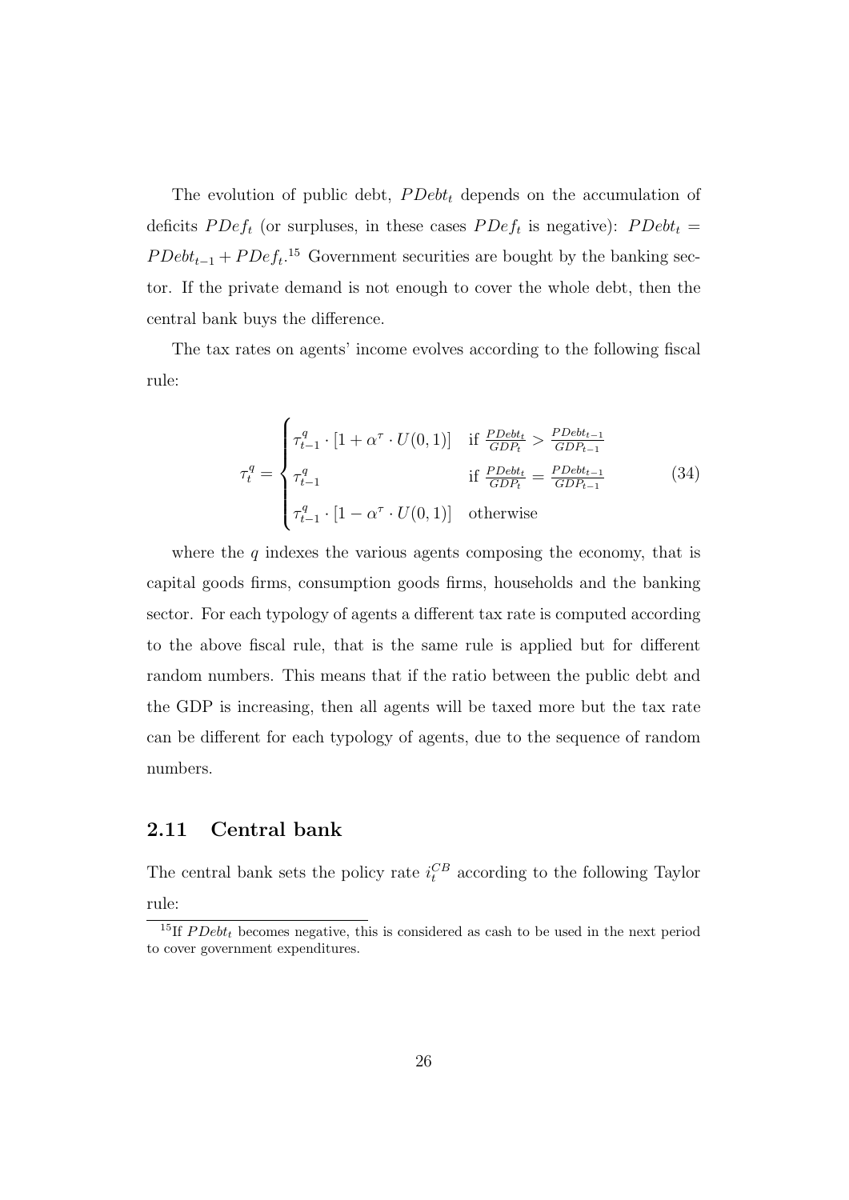The evolution of public debt, $PDebt_t$ depends on the accumulation of deficits $PDef_t$ (or surpluses, in these cases $PDef_t$ is negative): $PDebt_t = PDebt_{t-1} + PDef_t$.[15] Government securities are bought by the banking sector. If the private demand is not enough to cover the whole debt, then the central bank buys the difference.

The tax rates on agents' income evolves according to the following fiscal rule:

$$\tau_t^q = \begin{cases} \tau_{t-1}^q \cdot [1 + \alpha^\tau \cdot U(0,1)] & \text{if } \frac{PDebt_t}{GDP_t} > \frac{PDebt_{t-1}}{GDP_{t-1}} \\ \tau_{t-1}^q & \text{if } \frac{PDebt_t}{GDP_t} = \frac{PDebt_{t-1}}{GDP_{t-1}} \\ \tau_{t-1}^q \cdot [1 - \alpha^\tau \cdot U(0,1)] & \text{otherwise} \end{cases} \tag{34}$$

where the $q$ indexes the various agents composing the economy, that is capital goods firms, consumption goods firms, households and the banking sector. For each typology of agents a different tax rate is computed according to the above fiscal rule, that is the same rule is applied but for different random numbers. This means that if the ratio between the public debt and the GDP is increasing, then all agents will be taxed more but the tax rate can be different for each typology of agents, due to the sequence of random numbers.

## 2.11 Central bank

The central bank sets the policy rate $i_t^{CB}$ according to the following Taylor rule:

[15] If $PDebt_t$ becomes negative, this is considered as cash to be used in the next period to cover government expenditures.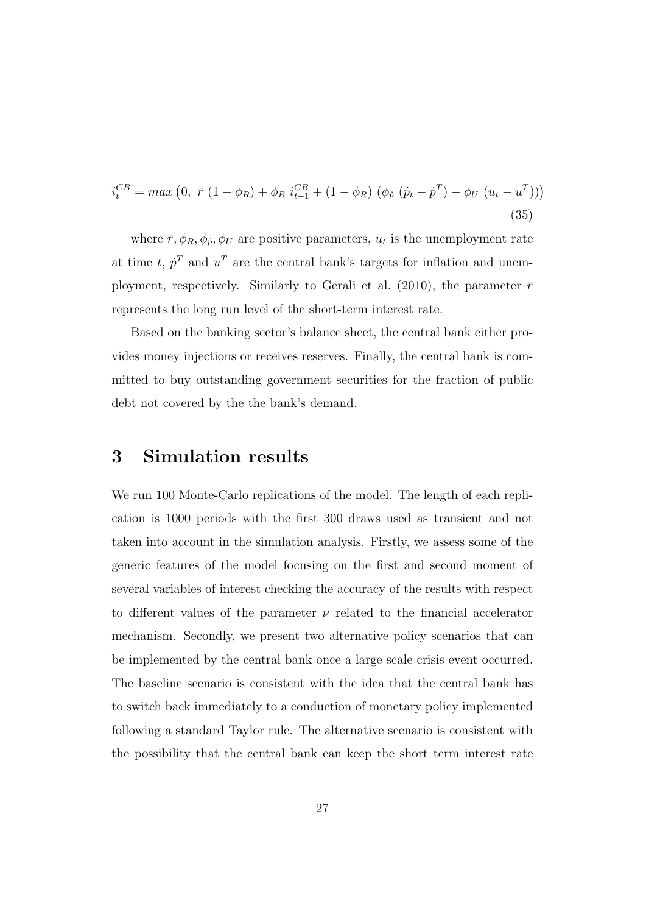$$i_t^{CB} = max\left(0,\ \bar{r}\ (1-\phi_R) + \phi_R\ i_{t-1}^{CB} + (1-\phi_R)\ (\phi_{\dot{p}}\ (\dot{p}_t - \dot{p}^T) - \phi_U\ (u_t - u^T))\right) \tag{35}$$

where $\bar{r}, \phi_R, \phi_{\dot{p}}, \phi_U$ are positive parameters, $u_t$ is the unemployment rate at time $t$, $\dot{p}^T$ and $u^T$ are the central bank's targets for inflation and unemployment, respectively. Similarly to Gerali et al. (2010), the parameter $\bar{r}$ represents the long run level of the short-term interest rate.

Based on the banking sector's balance sheet, the central bank either provides money injections or receives reserves. Finally, the central bank is committed to buy outstanding government securities for the fraction of public debt not covered by the the bank's demand.

# 3 Simulation results

We run 100 Monte-Carlo replications of the model. The length of each replication is 1000 periods with the first 300 draws used as transient and not taken into account in the simulation analysis. Firstly, we assess some of the generic features of the model focusing on the first and second moment of several variables of interest checking the accuracy of the results with respect to different values of the parameter $\nu$ related to the financial accelerator mechanism. Secondly, we present two alternative policy scenarios that can be implemented by the central bank once a large scale crisis event occurred. The baseline scenario is consistent with the idea that the central bank has to switch back immediately to a conduction of monetary policy implemented following a standard Taylor rule. The alternative scenario is consistent with the possibility that the central bank can keep the short term interest rate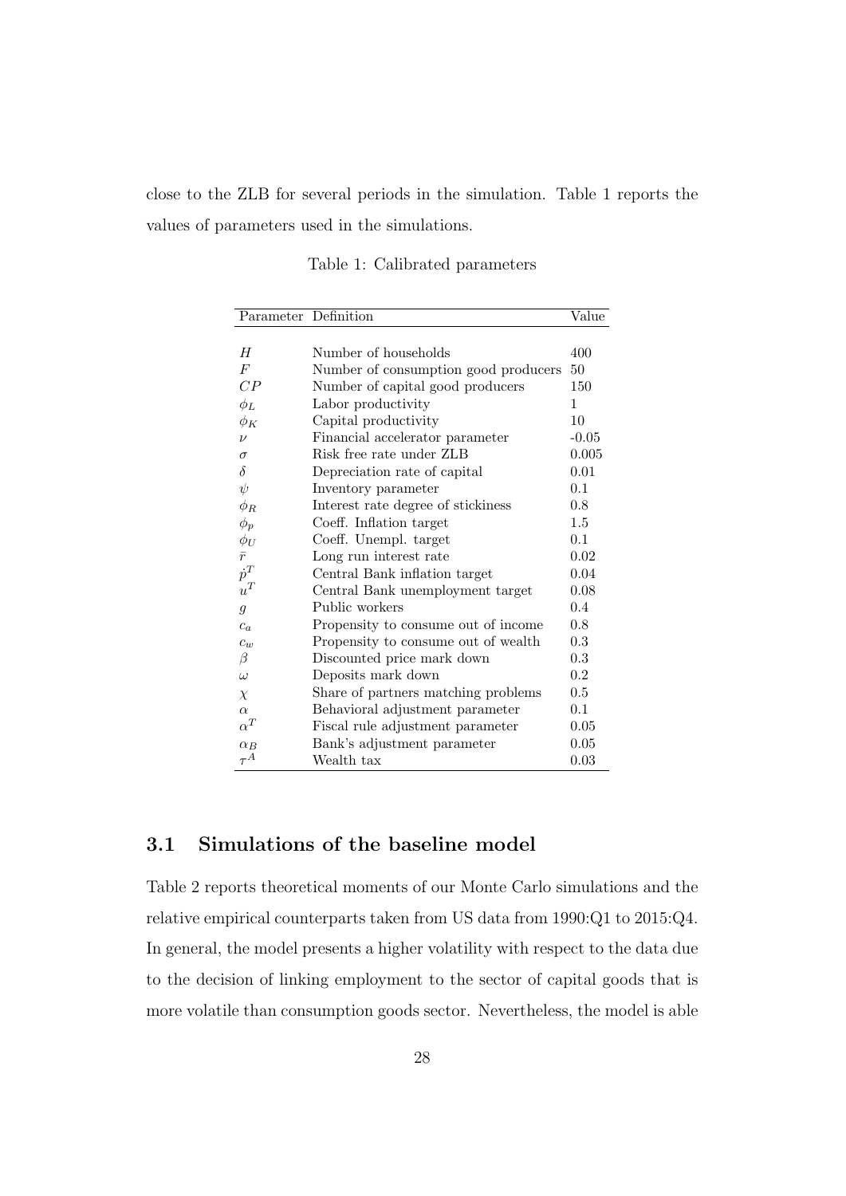close to the ZLB for several periods in the simulation. Table 1 reports the values of parameters used in the simulations.

Table 1: Calibrated parameters

| Parameter | Definition | Value |
|---|---|---|
| $H$ | Number of households | 400 |
| $F$ | Number of consumption good producers | 50 |
| $CP$ | Number of capital good producers | 150 |
| $\phi_L$ | Labor productivity | 1 |
| $\phi_K$ | Capital productivity | 10 |
| $\nu$ | Financial accelerator parameter | -0.05 |
| $\sigma$ | Risk free rate under ZLB | 0.005 |
| $\delta$ | Depreciation rate of capital | 0.01 |
| $\psi$ | Inventory parameter | 0.1 |
| $\phi_R$ | Interest rate degree of stickiness | 0.8 |
| $\phi_p$ | Coeff. Inflation target | 1.5 |
| $\phi_U$ | Coeff. Unempl. target | 0.1 |
| $\bar{r}$ | Long run interest rate | 0.02 |
| $\dot{p}^T$ | Central Bank inflation target | 0.04 |
| $u^T$ | Central Bank unemployment target | 0.08 |
| $g$ | Public workers | 0.4 |
| $c_a$ | Propensity to consume out of income | 0.8 |
| $c_w$ | Propensity to consume out of wealth | 0.3 |
| $\beta$ | Discounted price mark down | 0.3 |
| $\omega$ | Deposits mark down | 0.2 |
| $\chi$ | Share of partners matching problems | 0.5 |
| $\alpha$ | Behavioral adjustment parameter | 0.1 |
| $\alpha^T$ | Fiscal rule adjustment parameter | 0.05 |
| $\alpha_B$ | Bank's adjustment parameter | 0.05 |
| $\tau^A$ | Wealth tax | 0.03 |

## 3.1 Simulations of the baseline model

Table 2 reports theoretical moments of our Monte Carlo simulations and the relative empirical counterparts taken from US data from 1990:Q1 to 2015:Q4. In general, the model presents a higher volatility with respect to the data due to the decision of linking employment to the sector of capital goods that is more volatile than consumption goods sector. Nevertheless, the model is able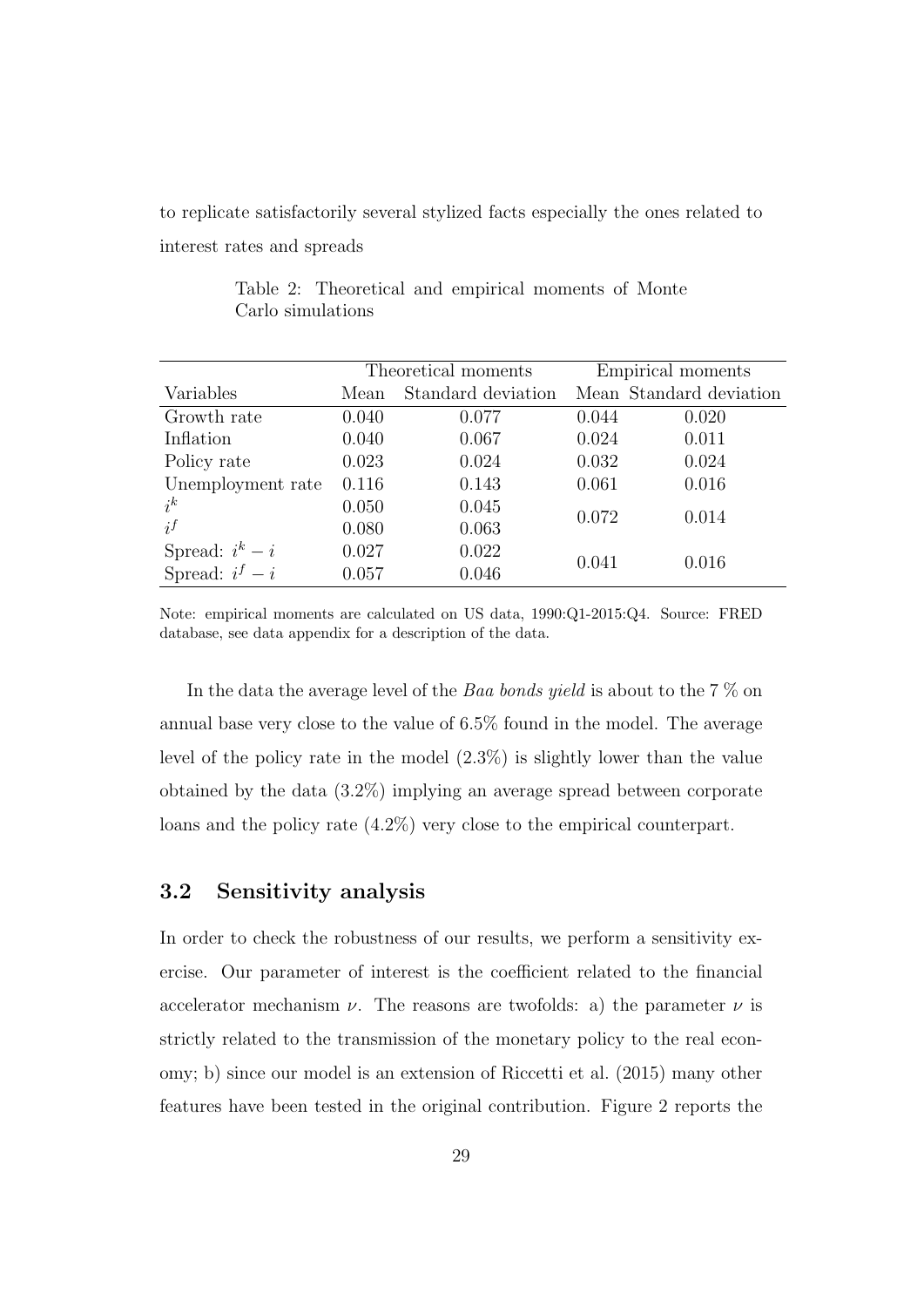to replicate satisfactorily several stylized facts especially the ones related to interest rates and spreads

Table 2: Theoretical and empirical moments of Monte Carlo simulations

| | Theoretical moments | | Empirical moments | |
|---|---|---|---|---|
| Variables | Mean | Standard deviation | Mean | Standard deviation |
| Growth rate | 0.040 | 0.077 | 0.044 | 0.020 |
| Inflation | 0.040 | 0.067 | 0.024 | 0.011 |
| Policy rate | 0.023 | 0.024 | 0.032 | 0.024 |
| Unemployment rate | 0.116 | 0.143 | 0.061 | 0.016 |
| $i^k$ | 0.050 | 0.045 | 0.072 | 0.014 |
| $i^f$ | 0.080 | 0.063 | | |
| Spread: $i^k - i$ | 0.027 | 0.022 | 0.041 | 0.016 |
| Spread: $i^f - i$ | 0.057 | 0.046 | | |

Note: empirical moments are calculated on US data, 1990:Q1-2015:Q4. Source: FRED database, see data appendix for a description of the data.

In the data the average level of the *Baa bonds yield* is about to the 7 % on annual base very close to the value of 6.5% found in the model. The average level of the policy rate in the model (2.3%) is slightly lower than the value obtained by the data (3.2%) implying an average spread between corporate loans and the policy rate (4.2%) very close to the empirical counterpart.

### 3.2 Sensitivity analysis

In order to check the robustness of our results, we perform a sensitivity exercise. Our parameter of interest is the coefficient related to the financial accelerator mechanism $\nu$. The reasons are twofolds: a) the parameter $\nu$ is strictly related to the transmission of the monetary policy to the real economy; b) since our model is an extension of Riccetti et al. (2015) many other features have been tested in the original contribution. Figure 2 reports the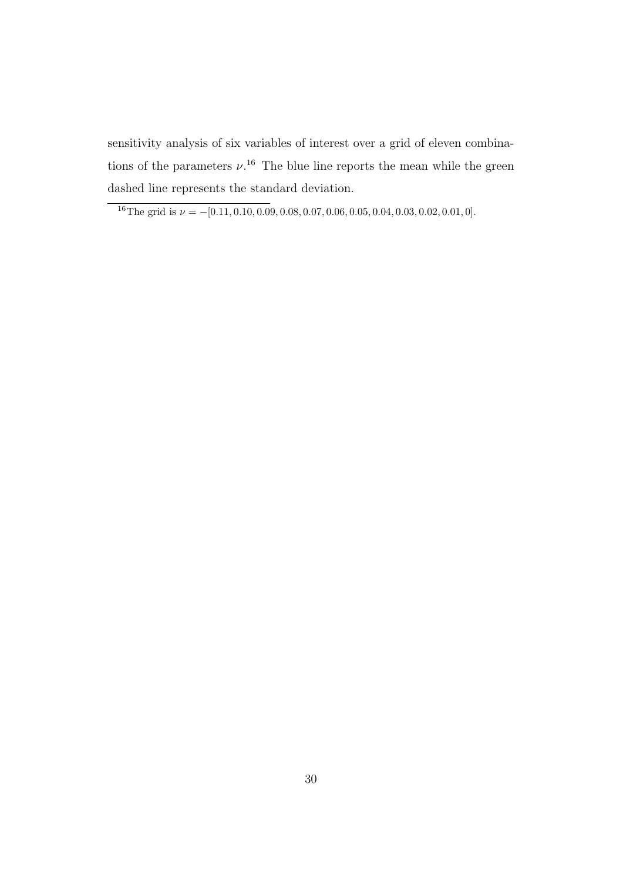sensitivity analysis of six variables of interest over a grid of eleven combinations of the parameters $\nu$.[16] The blue line reports the mean while the green dashed line represents the standard deviation.

---

[16] The grid is $\nu = -[0.11, 0.10, 0.09, 0.08, 0.07, 0.06, 0.05, 0.04, 0.03, 0.02, 0.01, 0]$.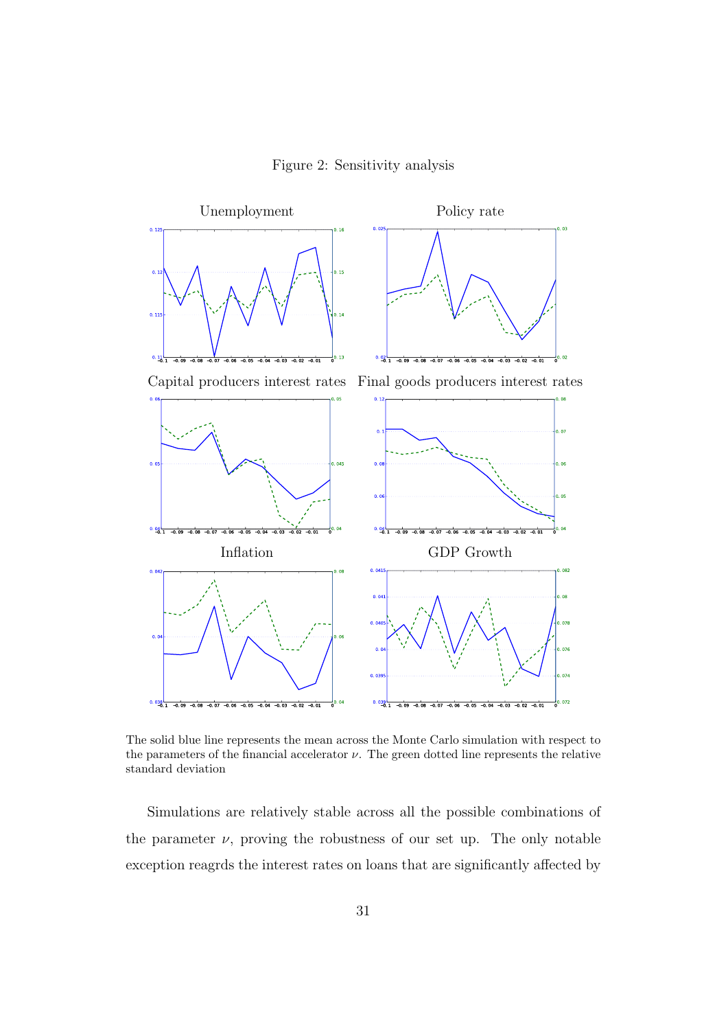Figure 2: Sensitivity analysis

The solid blue line represents the mean across the Monte Carlo simulation with respect to the parameters of the financial accelerator $\nu$. The green dotted line represents the relative standard deviation

Simulations are relatively stable across all the possible combinations of the parameter $\nu$, proving the robustness of our set up. The only notable exception reagrds the interest rates on loans that are significantly affected by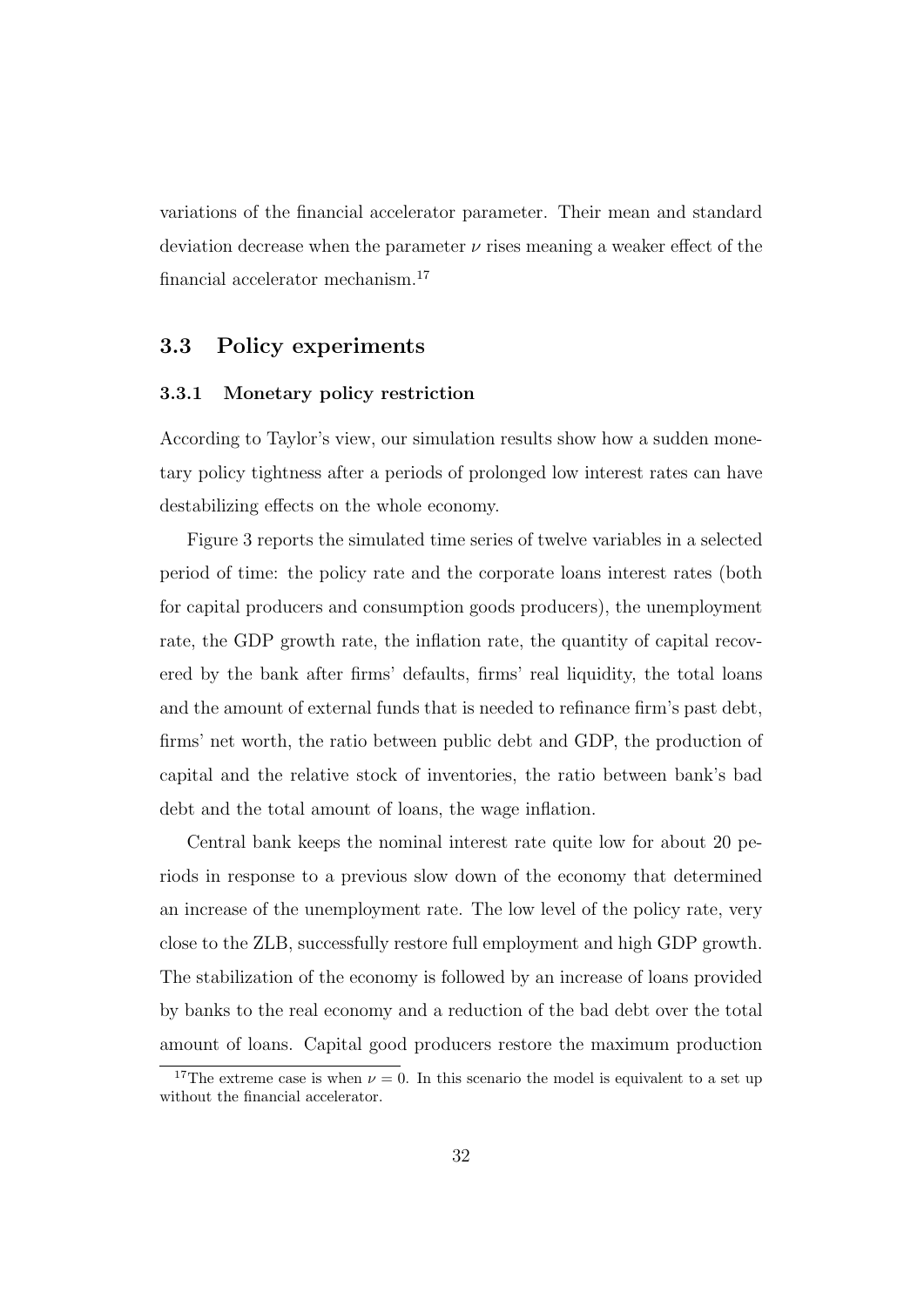variations of the financial accelerator parameter. Their mean and standard deviation decrease when the parameter $\nu$ rises meaning a weaker effect of the financial accelerator mechanism.[17]

## 3.3 Policy experiments

### 3.3.1 Monetary policy restriction

According to Taylor's view, our simulation results show how a sudden monetary policy tightness after a periods of prolonged low interest rates can have destabilizing effects on the whole economy.

Figure 3 reports the simulated time series of twelve variables in a selected period of time: the policy rate and the corporate loans interest rates (both for capital producers and consumption goods producers), the unemployment rate, the GDP growth rate, the inflation rate, the quantity of capital recovered by the bank after firms' defaults, firms' real liquidity, the total loans and the amount of external funds that is needed to refinance firm's past debt, firms' net worth, the ratio between public debt and GDP, the production of capital and the relative stock of inventories, the ratio between bank's bad debt and the total amount of loans, the wage inflation.

Central bank keeps the nominal interest rate quite low for about 20 periods in response to a previous slow down of the economy that determined an increase of the unemployment rate. The low level of the policy rate, very close to the ZLB, successfully restore full employment and high GDP growth. The stabilization of the economy is followed by an increase of loans provided by banks to the real economy and a reduction of the bad debt over the total amount of loans. Capital good producers restore the maximum production

[17] The extreme case is when $\nu = 0$. In this scenario the model is equivalent to a set up without the financial accelerator.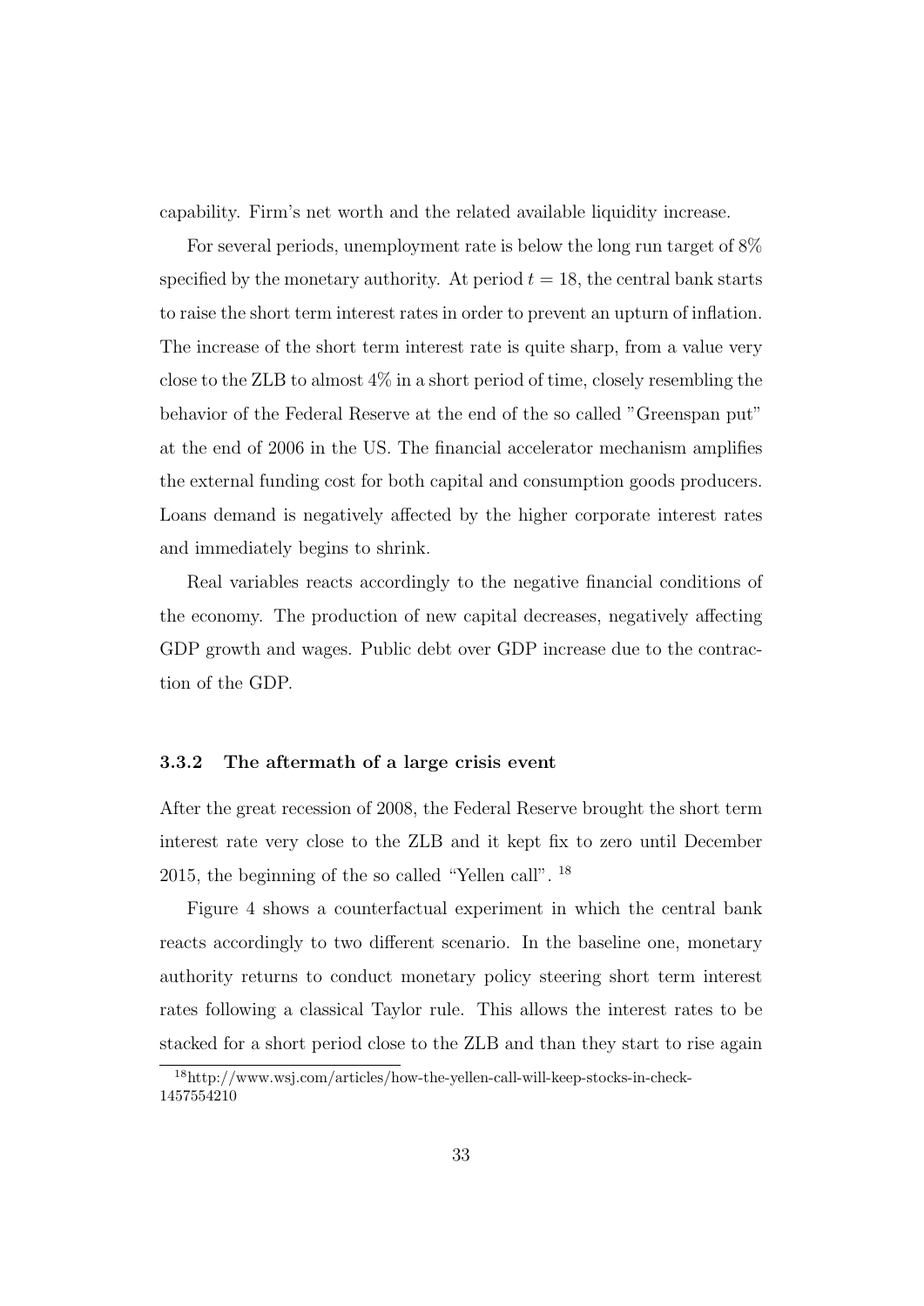capability. Firm's net worth and the related available liquidity increase.

For several periods, unemployment rate is below the long run target of 8% specified by the monetary authority. At period $t = 18$, the central bank starts to raise the short term interest rates in order to prevent an upturn of inflation. The increase of the short term interest rate is quite sharp, from a value very close to the ZLB to almost 4% in a short period of time, closely resembling the behavior of the Federal Reserve at the end of the so called "Greenspan put" at the end of 2006 in the US. The financial accelerator mechanism amplifies the external funding cost for both capital and consumption goods producers. Loans demand is negatively affected by the higher corporate interest rates and immediately begins to shrink.

Real variables reacts accordingly to the negative financial conditions of the economy. The production of new capital decreases, negatively affecting GDP growth and wages. Public debt over GDP increase due to the contraction of the GDP.

### 3.3.2 The aftermath of a large crisis event

After the great recession of 2008, the Federal Reserve brought the short term interest rate very close to the ZLB and it kept fix to zero until December 2015, the beginning of the so called "Yellen call". [18]

Figure 4 shows a counterfactual experiment in which the central bank reacts accordingly to two different scenario. In the baseline one, monetary authority returns to conduct monetary policy steering short term interest rates following a classical Taylor rule. This allows the interest rates to be stacked for a short period close to the ZLB and than they start to rise again

[18] http://www.wsj.com/articles/how-the-yellen-call-will-keep-stocks-in-check-1457554210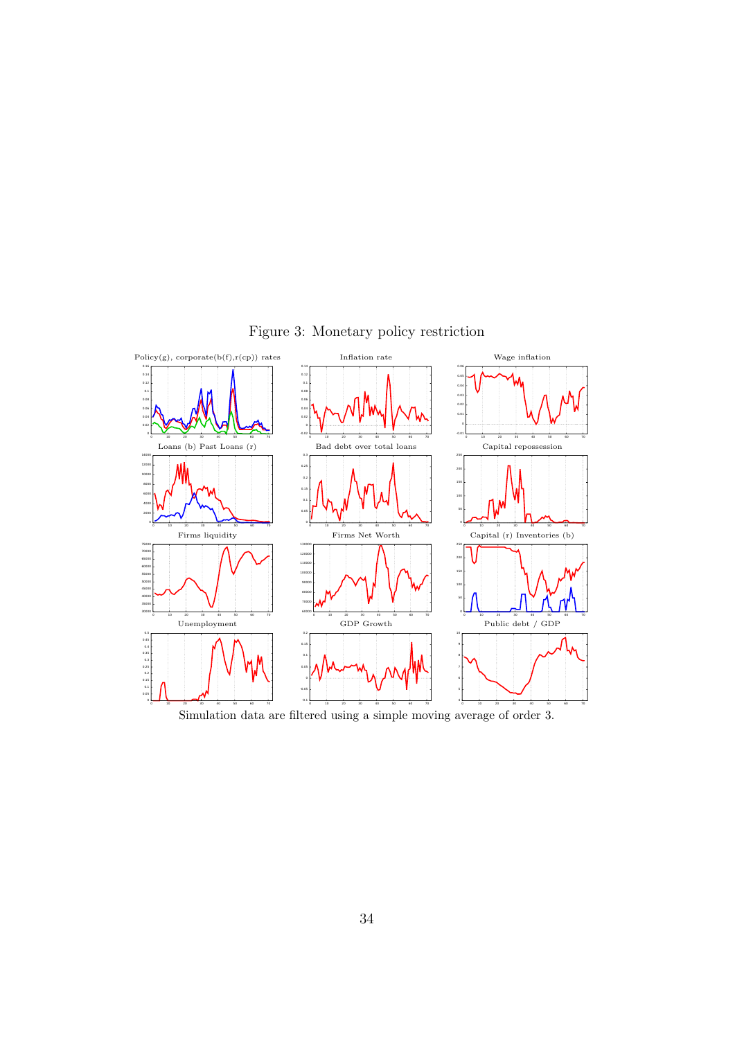Figure 3: Monetary policy restriction

Simulation data are filtered using a simple moving average of order 3.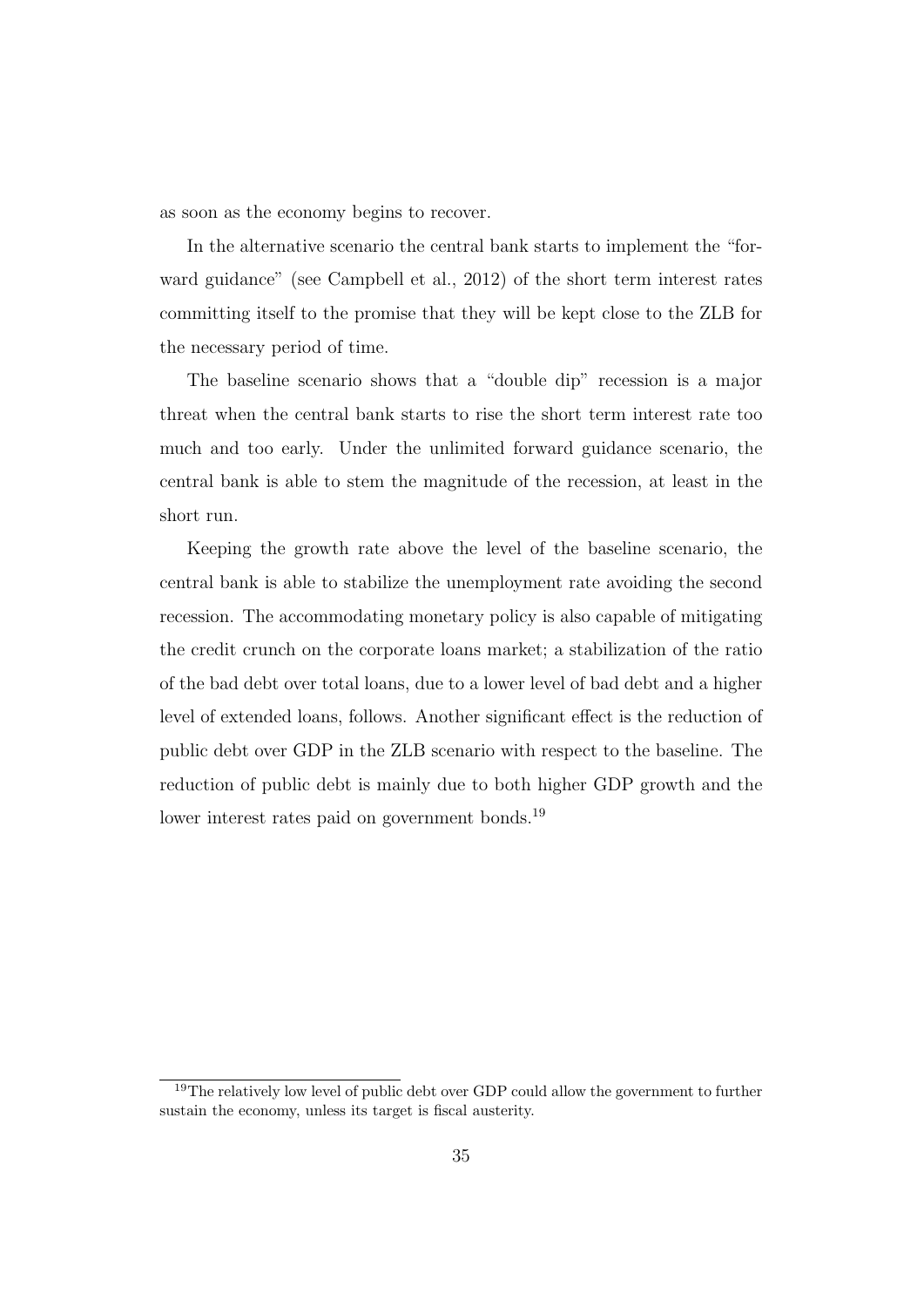as soon as the economy begins to recover.

In the alternative scenario the central bank starts to implement the "forward guidance" (see Campbell et al., 2012) of the short term interest rates committing itself to the promise that they will be kept close to the ZLB for the necessary period of time.

The baseline scenario shows that a "double dip" recession is a major threat when the central bank starts to rise the short term interest rate too much and too early. Under the unlimited forward guidance scenario, the central bank is able to stem the magnitude of the recession, at least in the short run.

Keeping the growth rate above the level of the baseline scenario, the central bank is able to stabilize the unemployment rate avoiding the second recession. The accommodating monetary policy is also capable of mitigating the credit crunch on the corporate loans market; a stabilization of the ratio of the bad debt over total loans, due to a lower level of bad debt and a higher level of extended loans, follows. Another significant effect is the reduction of public debt over GDP in the ZLB scenario with respect to the baseline. The reduction of public debt is mainly due to both higher GDP growth and the lower interest rates paid on government bonds.[19]

[19] The relatively low level of public debt over GDP could allow the government to further sustain the economy, unless its target is fiscal austerity.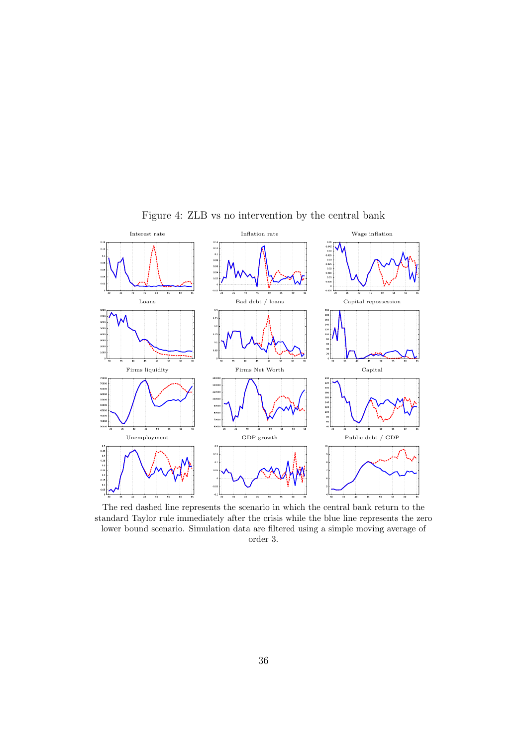Figure 4: ZLB vs no intervention by the central bank

The red dashed line represents the scenario in which the central bank return to the standard Taylor rule immediately after the crisis while the blue line represents the zero lower bound scenario. Simulation data are filtered using a simple moving average of order 3.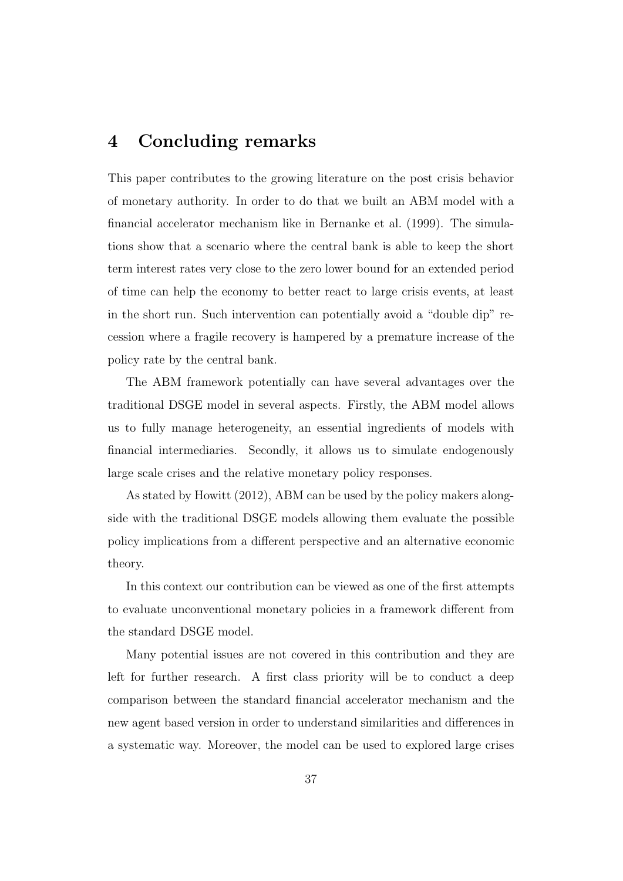# 4 Concluding remarks

This paper contributes to the growing literature on the post crisis behavior of monetary authority. In order to do that we built an ABM model with a financial accelerator mechanism like in Bernanke et al. (1999). The simulations show that a scenario where the central bank is able to keep the short term interest rates very close to the zero lower bound for an extended period of time can help the economy to better react to large crisis events, at least in the short run. Such intervention can potentially avoid a "double dip" recession where a fragile recovery is hampered by a premature increase of the policy rate by the central bank.

The ABM framework potentially can have several advantages over the traditional DSGE model in several aspects. Firstly, the ABM model allows us to fully manage heterogeneity, an essential ingredients of models with financial intermediaries. Secondly, it allows us to simulate endogenously large scale crises and the relative monetary policy responses.

As stated by Howitt (2012), ABM can be used by the policy makers alongside with the traditional DSGE models allowing them evaluate the possible policy implications from a different perspective and an alternative economic theory.

In this context our contribution can be viewed as one of the first attempts to evaluate unconventional monetary policies in a framework different from the standard DSGE model.

Many potential issues are not covered in this contribution and they are left for further research. A first class priority will be to conduct a deep comparison between the standard financial accelerator mechanism and the new agent based version in order to understand similarities and differences in a systematic way. Moreover, the model can be used to explored large crises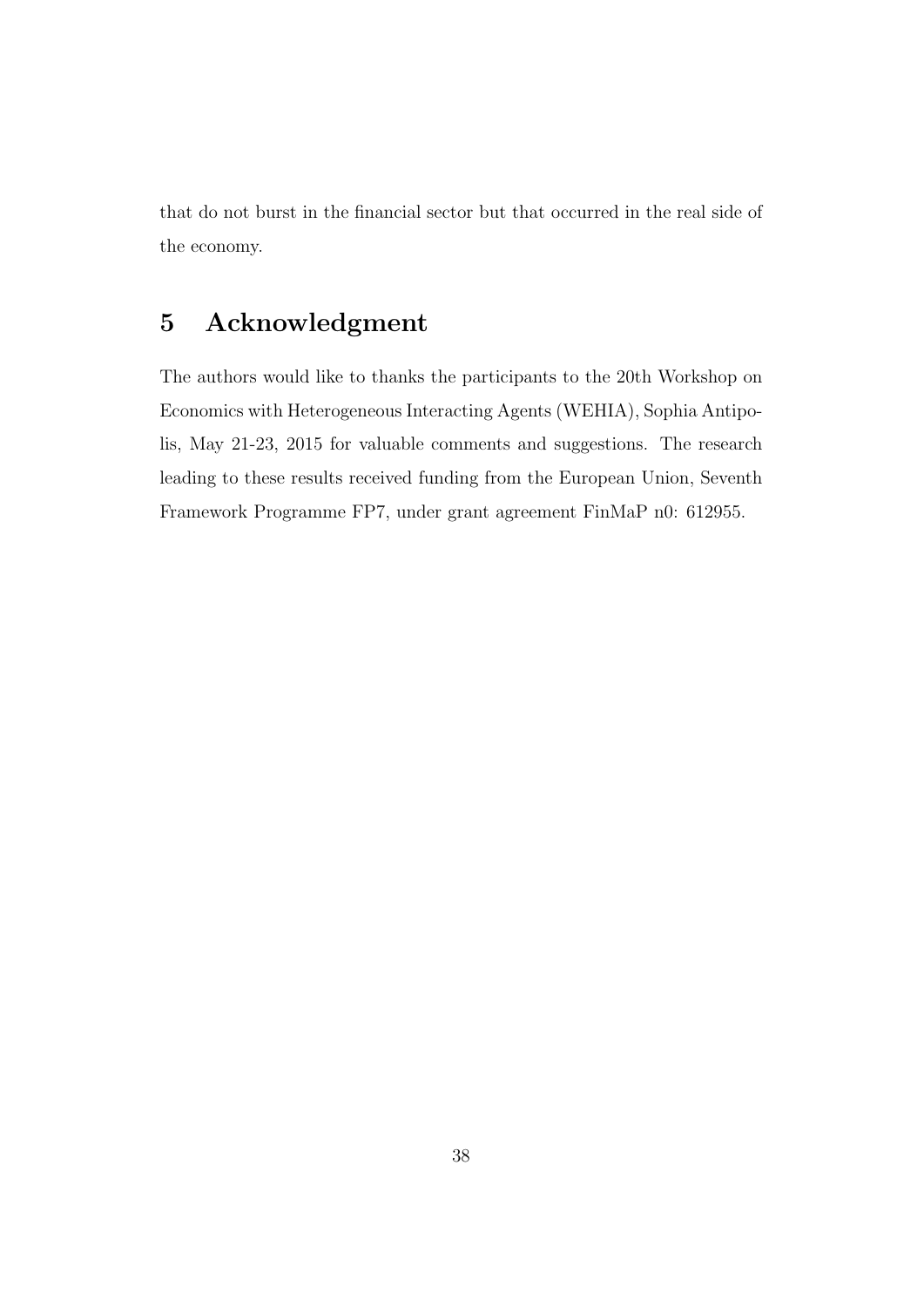that do not burst in the financial sector but that occurred in the real side of the economy.

# 5 Acknowledgment

The authors would like to thanks the participants to the 20th Workshop on Economics with Heterogeneous Interacting Agents (WEHIA), Sophia Antipolis, May 21-23, 2015 for valuable comments and suggestions. The research leading to these results received funding from the European Union, Seventh Framework Programme FP7, under grant agreement FinMaP n0: 612955.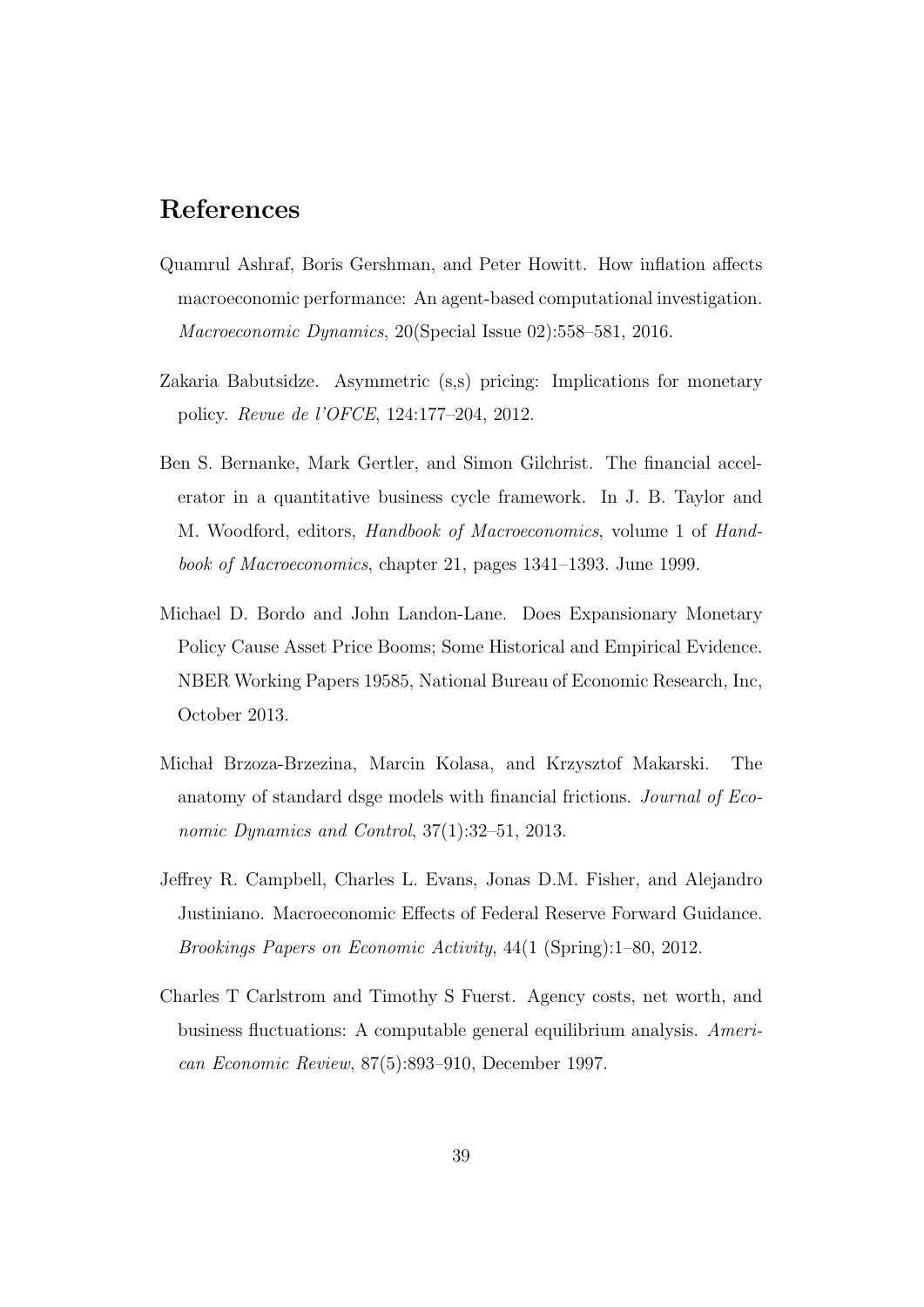# References

Quamrul Ashraf, Boris Gershman, and Peter Howitt. How inflation affects macroeconomic performance: An agent-based computational investigation. *Macroeconomic Dynamics*, 20(Special Issue 02):558–581, 2016.

Zakaria Babutsidze. Asymmetric (s,s) pricing: Implications for monetary policy. *Revue de l'OFCE*, 124:177–204, 2012.

Ben S. Bernanke, Mark Gertler, and Simon Gilchrist. The financial accelerator in a quantitative business cycle framework. In J. B. Taylor and M. Woodford, editors, *Handbook of Macroeconomics*, volume 1 of *Handbook of Macroeconomics*, chapter 21, pages 1341–1393. June 1999.

Michael D. Bordo and John Landon-Lane. Does Expansionary Monetary Policy Cause Asset Price Booms; Some Historical and Empirical Evidence. NBER Working Papers 19585, National Bureau of Economic Research, Inc, October 2013.

Michał Brzoza-Brzezina, Marcin Kolasa, and Krzysztof Makarski. The anatomy of standard dsge models with financial frictions. *Journal of Economic Dynamics and Control*, 37(1):32–51, 2013.

Jeffrey R. Campbell, Charles L. Evans, Jonas D.M. Fisher, and Alejandro Justiniano. Macroeconomic Effects of Federal Reserve Forward Guidance. *Brookings Papers on Economic Activity*, 44(1 (Spring):1–80, 2012.

Charles T Carlstrom and Timothy S Fuerst. Agency costs, net worth, and business fluctuations: A computable general equilibrium analysis. *American Economic Review*, 87(5):893–910, December 1997.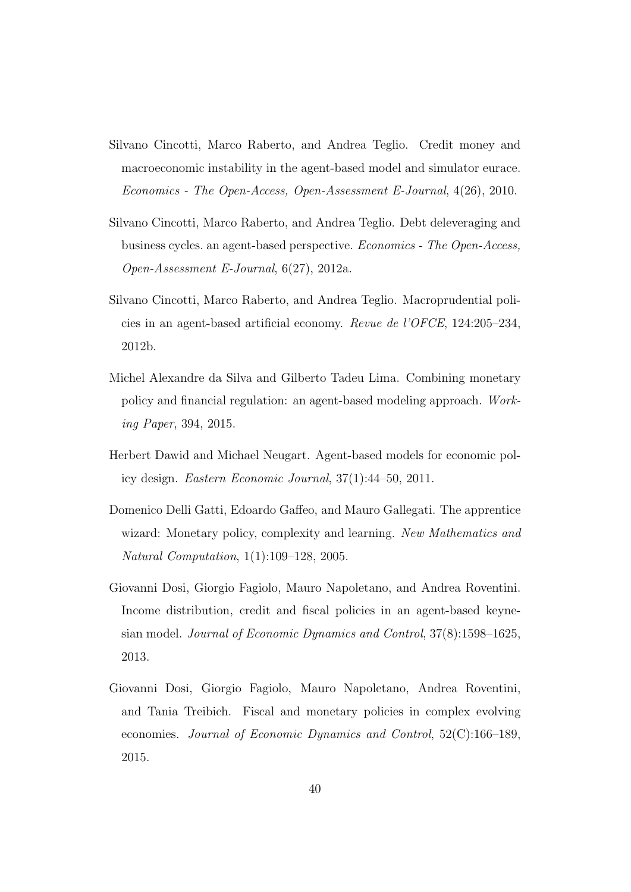Silvano Cincotti, Marco Raberto, and Andrea Teglio. Credit money and macroeconomic instability in the agent-based model and simulator eurace. *Economics - The Open-Access, Open-Assessment E-Journal*, 4(26), 2010.

Silvano Cincotti, Marco Raberto, and Andrea Teglio. Debt deleveraging and business cycles. an agent-based perspective. *Economics - The Open-Access, Open-Assessment E-Journal*, 6(27), 2012a.

Silvano Cincotti, Marco Raberto, and Andrea Teglio. Macroprudential policies in an agent-based artificial economy. *Revue de l'OFCE*, 124:205–234, 2012b.

Michel Alexandre da Silva and Gilberto Tadeu Lima. Combining monetary policy and financial regulation: an agent-based modeling approach. *Working Paper*, 394, 2015.

Herbert Dawid and Michael Neugart. Agent-based models for economic policy design. *Eastern Economic Journal*, 37(1):44–50, 2011.

Domenico Delli Gatti, Edoardo Gaffeo, and Mauro Gallegati. The apprentice wizard: Monetary policy, complexity and learning. *New Mathematics and Natural Computation*, 1(1):109–128, 2005.

Giovanni Dosi, Giorgio Fagiolo, Mauro Napoletano, and Andrea Roventini. Income distribution, credit and fiscal policies in an agent-based keynesian model. *Journal of Economic Dynamics and Control*, 37(8):1598–1625, 2013.

Giovanni Dosi, Giorgio Fagiolo, Mauro Napoletano, Andrea Roventini, and Tania Treibich. Fiscal and monetary policies in complex evolving economies. *Journal of Economic Dynamics and Control*, 52(C):166–189, 2015.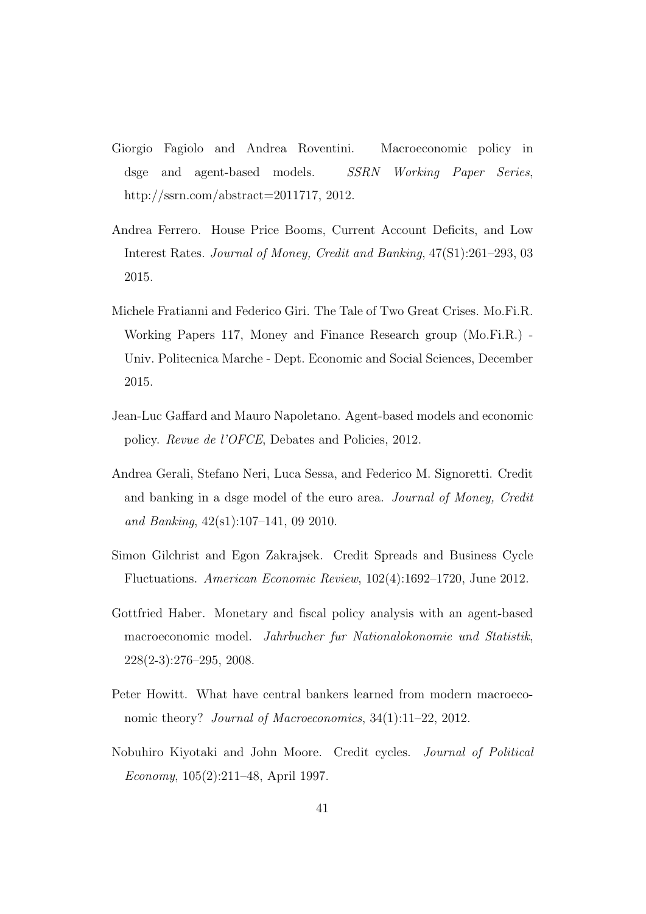Giorgio Fagiolo and Andrea Roventini. Macroeconomic policy in dsge and agent-based models. *SSRN Working Paper Series*, http://ssrn.com/abstract=2011717, 2012.

Andrea Ferrero. House Price Booms, Current Account Deficits, and Low Interest Rates. *Journal of Money, Credit and Banking*, 47(S1):261–293, 03 2015.

Michele Fratianni and Federico Giri. The Tale of Two Great Crises. Mo.Fi.R. Working Papers 117, Money and Finance Research group (Mo.Fi.R.) - Univ. Politecnica Marche - Dept. Economic and Social Sciences, December 2015.

Jean-Luc Gaffard and Mauro Napoletano. Agent-based models and economic policy. *Revue de l'OFCE*, Debates and Policies, 2012.

Andrea Gerali, Stefano Neri, Luca Sessa, and Federico M. Signoretti. Credit and banking in a dsge model of the euro area. *Journal of Money, Credit and Banking*, 42(s1):107–141, 09 2010.

Simon Gilchrist and Egon Zakrajsek. Credit Spreads and Business Cycle Fluctuations. *American Economic Review*, 102(4):1692–1720, June 2012.

Gottfried Haber. Monetary and fiscal policy analysis with an agent-based macroeconomic model. *Jahrbucher fur Nationalokonomie und Statistik*, 228(2-3):276–295, 2008.

Peter Howitt. What have central bankers learned from modern macroeconomic theory? *Journal of Macroeconomics*, 34(1):11–22, 2012.

Nobuhiro Kiyotaki and John Moore. Credit cycles. *Journal of Political Economy*, 105(2):211–48, April 1997.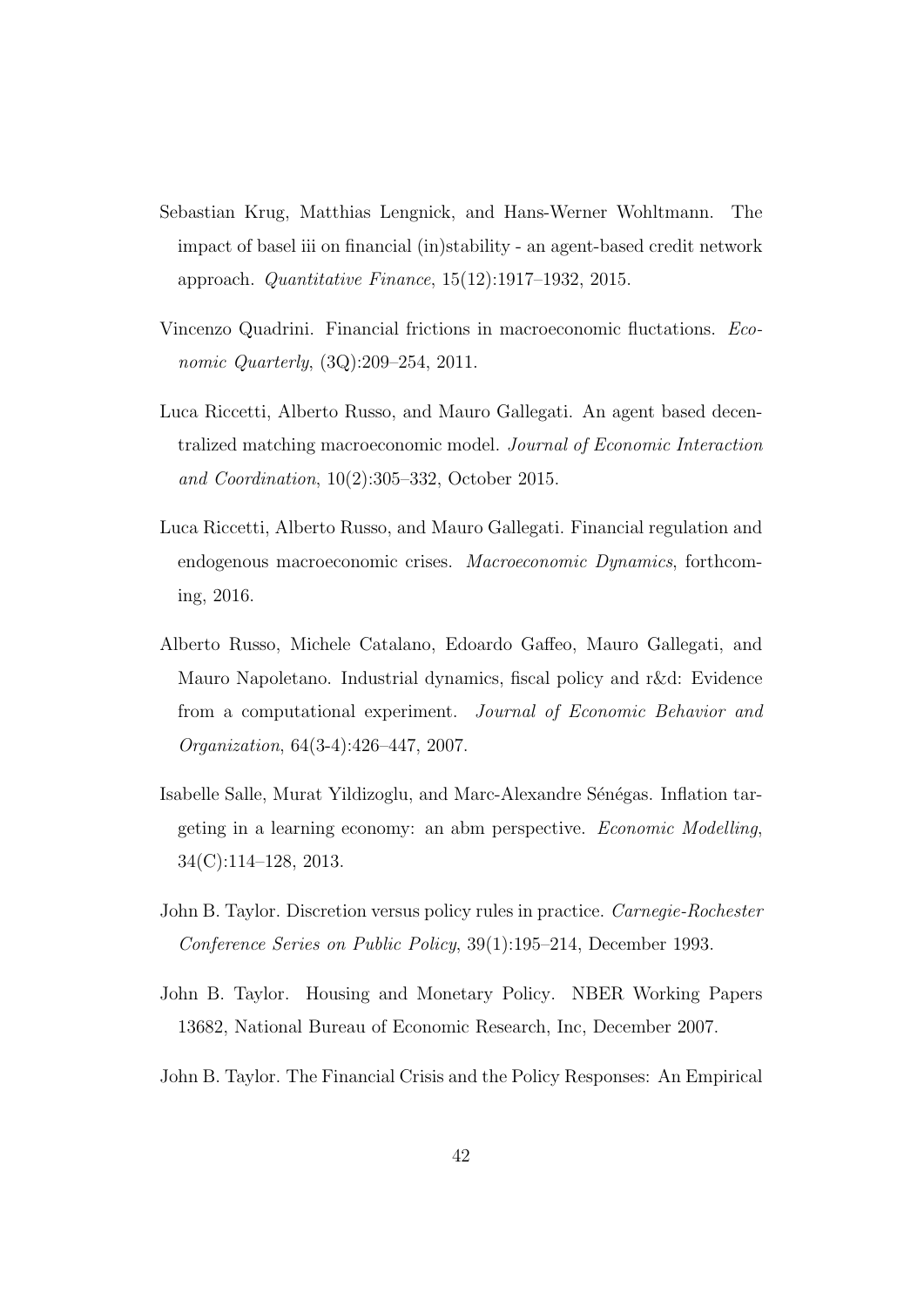Sebastian Krug, Matthias Lengnick, and Hans-Werner Wohltmann. The impact of basel iii on financial (in)stability - an agent-based credit network approach. *Quantitative Finance*, 15(12):1917–1932, 2015.

Vincenzo Quadrini. Financial frictions in macroeconomic fluctations. *Economic Quarterly*, (3Q):209–254, 2011.

Luca Riccetti, Alberto Russo, and Mauro Gallegati. An agent based decentralized matching macroeconomic model. *Journal of Economic Interaction and Coordination*, 10(2):305–332, October 2015.

Luca Riccetti, Alberto Russo, and Mauro Gallegati. Financial regulation and endogenous macroeconomic crises. *Macroeconomic Dynamics*, forthcoming, 2016.

Alberto Russo, Michele Catalano, Edoardo Gaffeo, Mauro Gallegati, and Mauro Napoletano. Industrial dynamics, fiscal policy and r&d: Evidence from a computational experiment. *Journal of Economic Behavior and Organization*, 64(3-4):426–447, 2007.

Isabelle Salle, Murat Yildizoglu, and Marc-Alexandre Sénégas. Inflation targeting in a learning economy: an abm perspective. *Economic Modelling*, 34(C):114–128, 2013.

John B. Taylor. Discretion versus policy rules in practice. *Carnegie-Rochester Conference Series on Public Policy*, 39(1):195–214, December 1993.

John B. Taylor. Housing and Monetary Policy. NBER Working Papers 13682, National Bureau of Economic Research, Inc, December 2007.

John B. Taylor. The Financial Crisis and the Policy Responses: An Empirical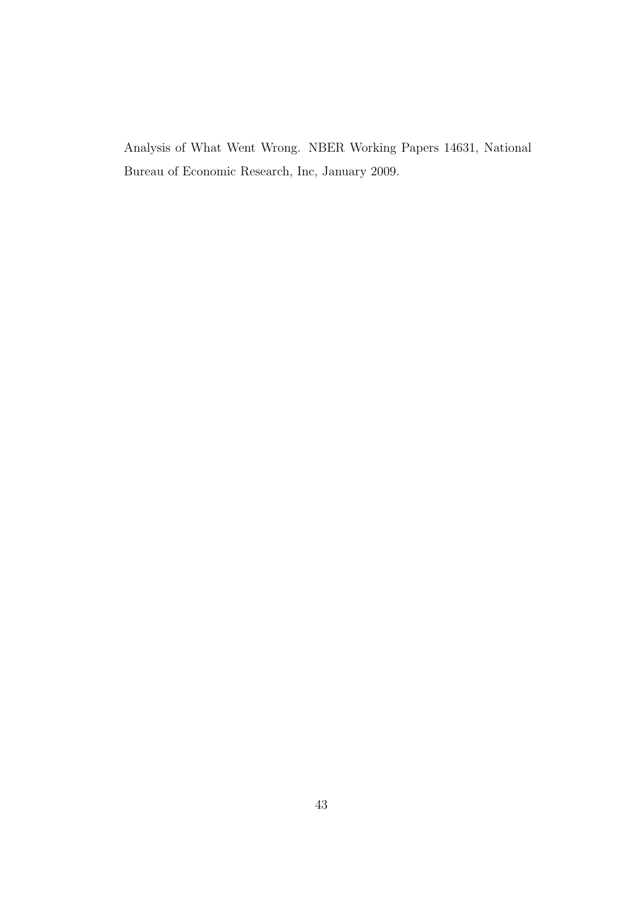Analysis of What Went Wrong. NBER Working Papers 14631, National Bureau of Economic Research, Inc, January 2009.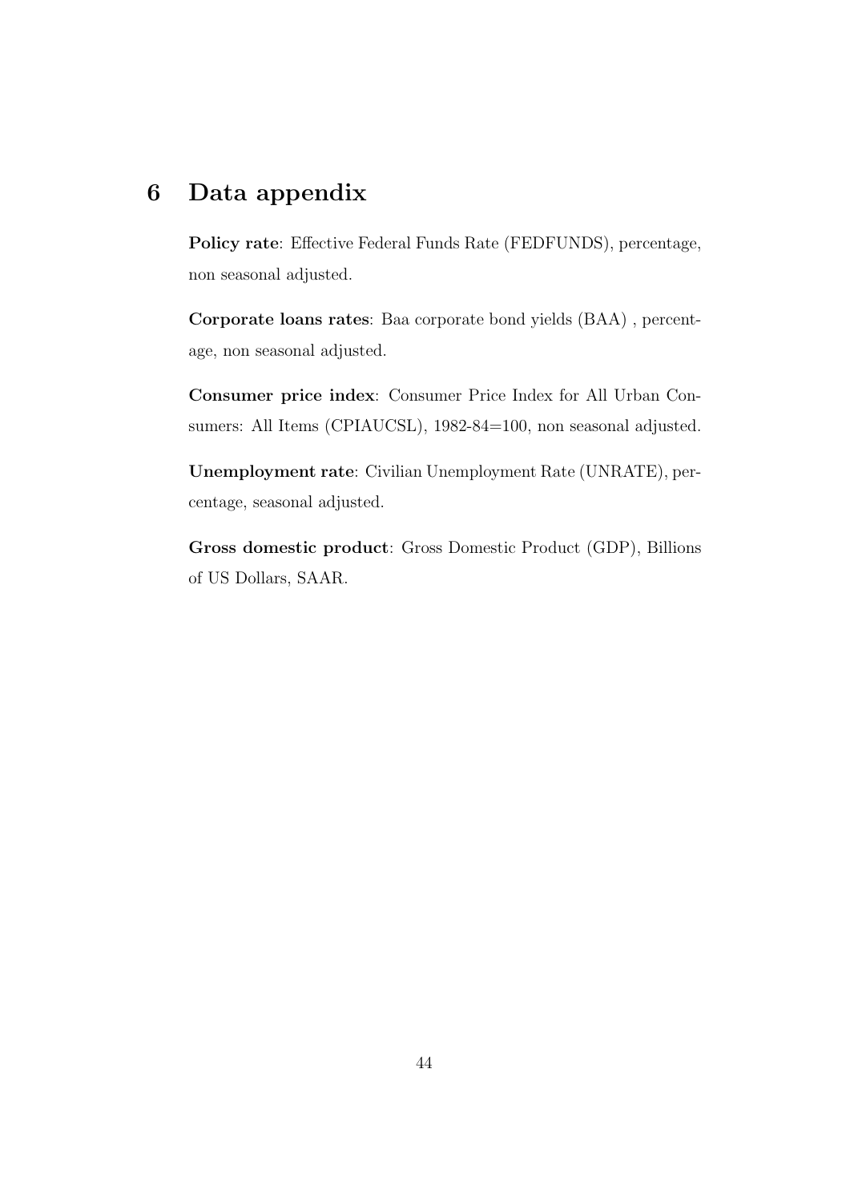# 6 Data appendix

**Policy rate**: Effective Federal Funds Rate (FEDFUNDS), percentage, non seasonal adjusted.

**Corporate loans rates**: Baa corporate bond yields (BAA) , percentage, non seasonal adjusted.

**Consumer price index**: Consumer Price Index for All Urban Consumers: All Items (CPIAUCSL), 1982-84=100, non seasonal adjusted.

**Unemployment rate**: Civilian Unemployment Rate (UNRATE), percentage, seasonal adjusted.

**Gross domestic product**: Gross Domestic Product (GDP), Billions of US Dollars, SAAR.